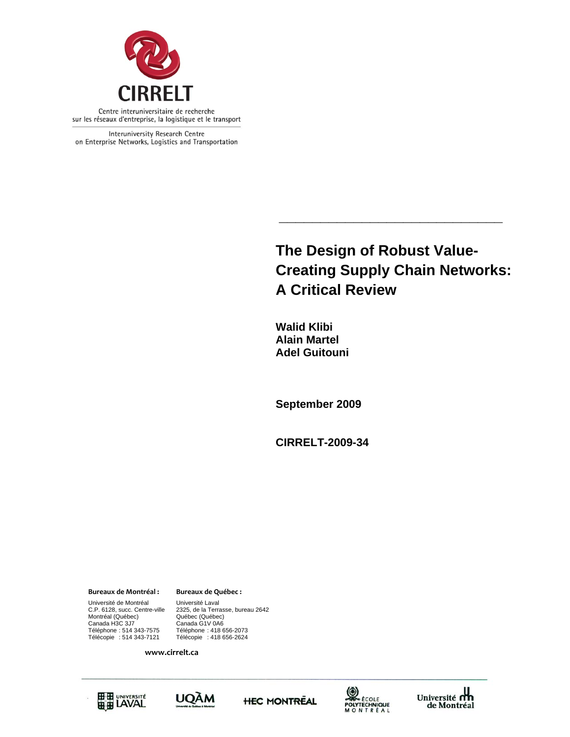CIRRELT

Centre interuniversitaire de recherche sur les réseaux d'entreprise, la logistique et le transport

Interuniversity Research Centre on Enterprise Networks, Logistics and Transportation

# The Design of Robust Value-Creating Supply Chain Networks: A Critical Review

**Walid Klibi**
**Alain Martel**
**Adel Guitouni**

**September 2009**

**CIRRELT-2009-34**

**Bureaux de Montréal :**

Université de Montréal
C.P. 6128, succ. Centre-ville
Montréal (Québec)
Canada H3C 3J7
Téléphone : 514 343-7575
Télécopie : 514 343-7121

**Bureaux de Québec :**

Université Laval
2325, de la Terrasse, bureau 2642
Québec (Québec)
Canada G1V 0A6
Téléphone : 418 656-2073
Télécopie : 418 656-2624

**www.cirrelt.ca**

Université Laval · UQAM · HEC Montréal · École Polytechnique Montréal · Université de Montréal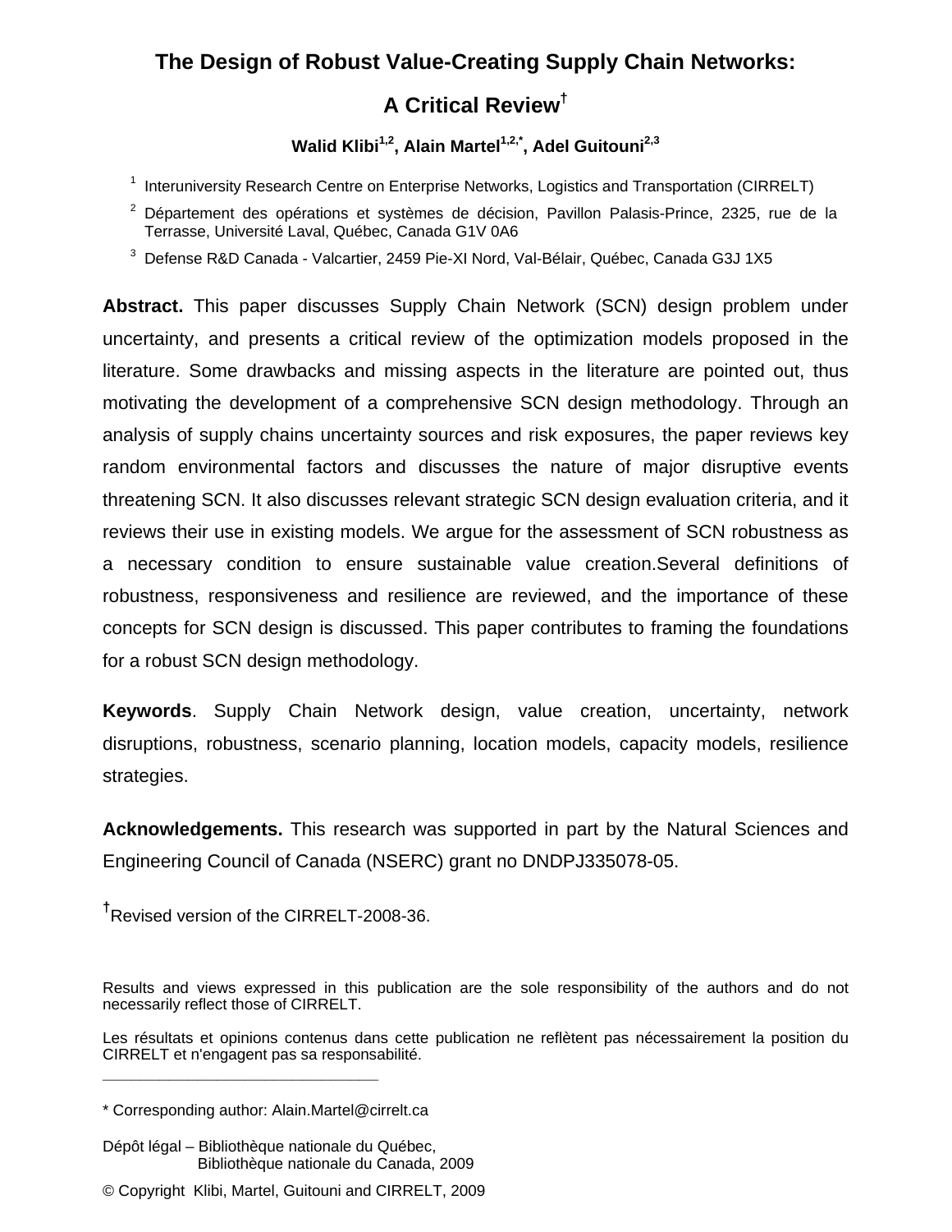# The Design of Robust Value-Creating Supply Chain Networks: A Critical Review[†]

**Walid Klibi[1,2], Alain Martel[1,2,*], Adel Guitouni[2,3]**

[1] Interuniversity Research Centre on Enterprise Networks, Logistics and Transportation (CIRRELT)

[2] Département des opérations et systèmes de décision, Pavillon Palasis-Prince, 2325, rue de la Terrasse, Université Laval, Québec, Canada G1V 0A6

[3] Defense R&D Canada - Valcartier, 2459 Pie-XI Nord, Val-Bélair, Québec, Canada G3J 1X5

**Abstract.** This paper discusses Supply Chain Network (SCN) design problem under uncertainty, and presents a critical review of the optimization models proposed in the literature. Some drawbacks and missing aspects in the literature are pointed out, thus motivating the development of a comprehensive SCN design methodology. Through an analysis of supply chains uncertainty sources and risk exposures, the paper reviews key random environmental factors and discusses the nature of major disruptive events threatening SCN. It also discusses relevant strategic SCN design evaluation criteria, and it reviews their use in existing models. We argue for the assessment of SCN robustness as a necessary condition to ensure sustainable value creation.Several definitions of robustness, responsiveness and resilience are reviewed, and the importance of these concepts for SCN design is discussed. This paper contributes to framing the foundations for a robust SCN design methodology.

**Keywords**. Supply Chain Network design, value creation, uncertainty, network disruptions, robustness, scenario planning, location models, capacity models, resilience strategies.

**Acknowledgements.** This research was supported in part by the Natural Sciences and Engineering Council of Canada (NSERC) grant no DNDPJ335078-05.

[†]Revised version of the CIRRELT-2008-36.

Results and views expressed in this publication are the sole responsibility of the authors and do not necessarily reflect those of CIRRELT.

Les résultats et opinions contenus dans cette publication ne reflètent pas nécessairement la position du CIRRELT et n'engagent pas sa responsabilité.

\* Corresponding author: Alain.Martel@cirrelt.ca

Dépôt légal – Bibliothèque nationale du Québec,
Bibliothèque nationale du Canada, 2009

© Copyright Klibi, Martel, Guitouni and CIRRELT, 2009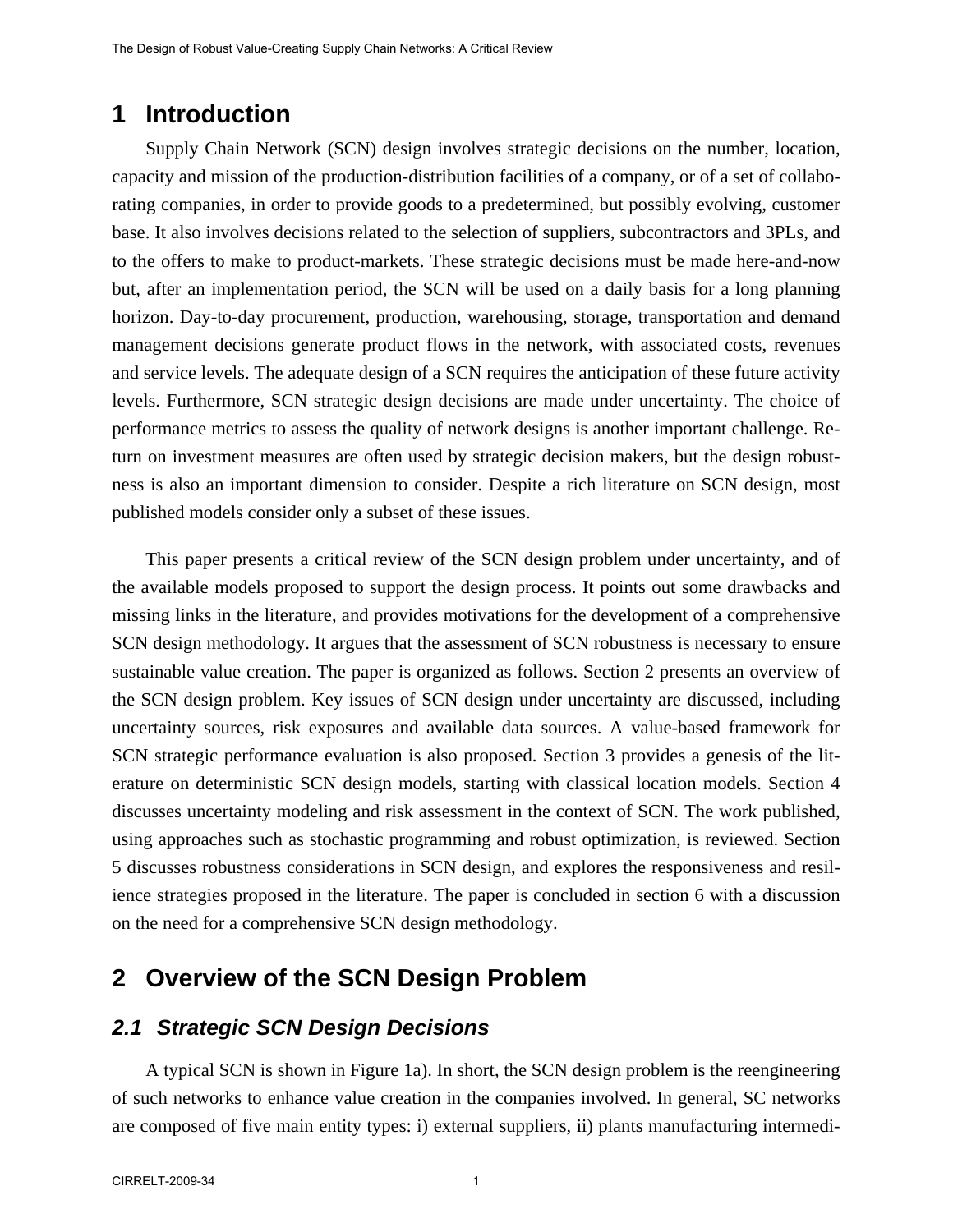# 1 Introduction

Supply Chain Network (SCN) design involves strategic decisions on the number, location, capacity and mission of the production-distribution facilities of a company, or of a set of collaborating companies, in order to provide goods to a predetermined, but possibly evolving, customer base. It also involves decisions related to the selection of suppliers, subcontractors and 3PLs, and to the offers to make to product-markets. These strategic decisions must be made here-and-now but, after an implementation period, the SCN will be used on a daily basis for a long planning horizon. Day-to-day procurement, production, warehousing, storage, transportation and demand management decisions generate product flows in the network, with associated costs, revenues and service levels. The adequate design of a SCN requires the anticipation of these future activity levels. Furthermore, SCN strategic design decisions are made under uncertainty. The choice of performance metrics to assess the quality of network designs is another important challenge. Return on investment measures are often used by strategic decision makers, but the design robustness is also an important dimension to consider. Despite a rich literature on SCN design, most published models consider only a subset of these issues.

This paper presents a critical review of the SCN design problem under uncertainty, and of the available models proposed to support the design process. It points out some drawbacks and missing links in the literature, and provides motivations for the development of a comprehensive SCN design methodology. It argues that the assessment of SCN robustness is necessary to ensure sustainable value creation. The paper is organized as follows. Section 2 presents an overview of the SCN design problem. Key issues of SCN design under uncertainty are discussed, including uncertainty sources, risk exposures and available data sources. A value-based framework for SCN strategic performance evaluation is also proposed. Section 3 provides a genesis of the literature on deterministic SCN design models, starting with classical location models. Section 4 discusses uncertainty modeling and risk assessment in the context of SCN. The work published, using approaches such as stochastic programming and robust optimization, is reviewed. Section 5 discusses robustness considerations in SCN design, and explores the responsiveness and resilience strategies proposed in the literature. The paper is concluded in section 6 with a discussion on the need for a comprehensive SCN design methodology.

# 2 Overview of the SCN Design Problem

## *2.1 Strategic SCN Design Decisions*

A typical SCN is shown in Figure 1a). In short, the SCN design problem is the reengineering of such networks to enhance value creation in the companies involved. In general, SC networks are composed of five main entity types: i) external suppliers, ii) plants manufacturing intermedi-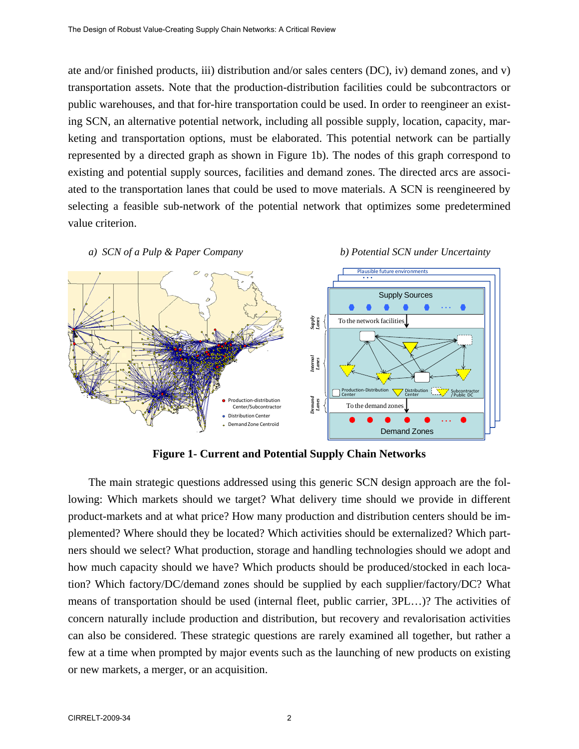ate and/or finished products, iii) distribution and/or sales centers (DC), iv) demand zones, and v) transportation assets. Note that the production-distribution facilities could be subcontractors or public warehouses, and that for-hire transportation could be used. In order to reengineer an existing SCN, an alternative potential network, including all possible supply, location, capacity, marketing and transportation options, must be elaborated. This potential network can be partially represented by a directed graph as shown in Figure 1b). The nodes of this graph correspond to existing and potential supply sources, facilities and demand zones. The directed arcs are associated to the transportation lanes that could be used to move materials. A SCN is reengineered by selecting a feasible sub-network of the potential network that optimizes some predetermined value criterion.

*a) SCN of a Pulp & Paper Company* *b) Potential SCN under Uncertainty*

**Figure 1- Current and Potential Supply Chain Networks**

The main strategic questions addressed using this generic SCN design approach are the following: Which markets should we target? What delivery time should we provide in different product-markets and at what price? How many production and distribution centers should be implemented? Where should they be located? Which activities should be externalized? Which partners should we select? What production, storage and handling technologies should we adopt and how much capacity should we have? Which products should be produced/stocked in each location? Which factory/DC/demand zones should be supplied by each supplier/factory/DC? What means of transportation should be used (internal fleet, public carrier, 3PL…)? The activities of concern naturally include production and distribution, but recovery and revalorisation activities can also be considered. These strategic questions are rarely examined all together, but rather a few at a time when prompted by major events such as the launching of new products on existing or new markets, a merger, or an acquisition.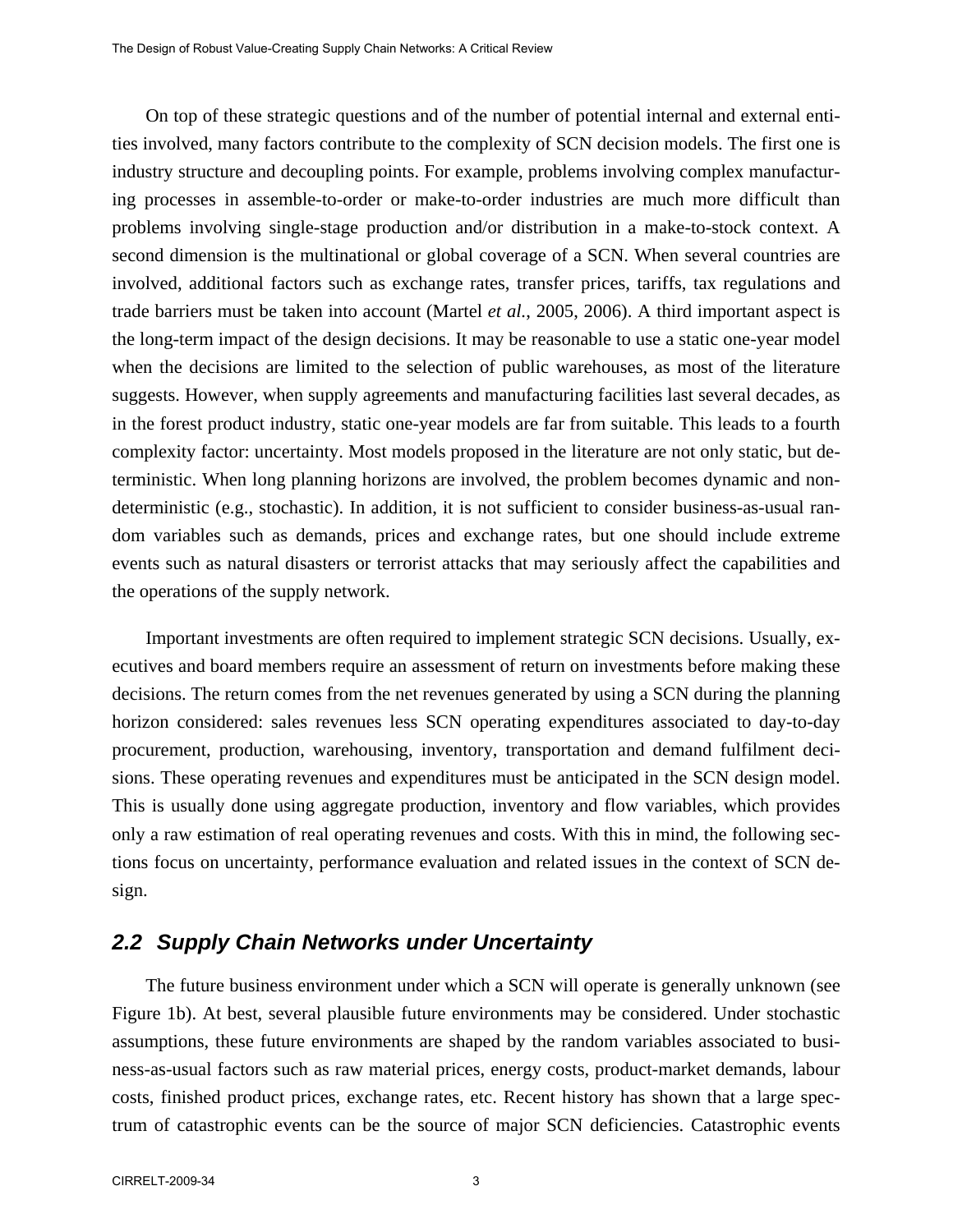On top of these strategic questions and of the number of potential internal and external entities involved, many factors contribute to the complexity of SCN decision models. The first one is industry structure and decoupling points. For example, problems involving complex manufacturing processes in assemble-to-order or make-to-order industries are much more difficult than problems involving single-stage production and/or distribution in a make-to-stock context. A second dimension is the multinational or global coverage of a SCN. When several countries are involved, additional factors such as exchange rates, transfer prices, tariffs, tax regulations and trade barriers must be taken into account (Martel *et al.*, 2005, 2006). A third important aspect is the long-term impact of the design decisions. It may be reasonable to use a static one-year model when the decisions are limited to the selection of public warehouses, as most of the literature suggests. However, when supply agreements and manufacturing facilities last several decades, as in the forest product industry, static one-year models are far from suitable. This leads to a fourth complexity factor: uncertainty. Most models proposed in the literature are not only static, but deterministic. When long planning horizons are involved, the problem becomes dynamic and non-deterministic (e.g., stochastic). In addition, it is not sufficient to consider business-as-usual random variables such as demands, prices and exchange rates, but one should include extreme events such as natural disasters or terrorist attacks that may seriously affect the capabilities and the operations of the supply network.

Important investments are often required to implement strategic SCN decisions. Usually, executives and board members require an assessment of return on investments before making these decisions. The return comes from the net revenues generated by using a SCN during the planning horizon considered: sales revenues less SCN operating expenditures associated to day-to-day procurement, production, warehousing, inventory, transportation and demand fulfilment decisions. These operating revenues and expenditures must be anticipated in the SCN design model. This is usually done using aggregate production, inventory and flow variables, which provides only a raw estimation of real operating revenues and costs. With this in mind, the following sections focus on uncertainty, performance evaluation and related issues in the context of SCN design.

## 2.2 Supply Chain Networks under Uncertainty

The future business environment under which a SCN will operate is generally unknown (see Figure 1b). At best, several plausible future environments may be considered. Under stochastic assumptions, these future environments are shaped by the random variables associated to business-as-usual factors such as raw material prices, energy costs, product-market demands, labour costs, finished product prices, exchange rates, etc. Recent history has shown that a large spectrum of catastrophic events can be the source of major SCN deficiencies. Catastrophic events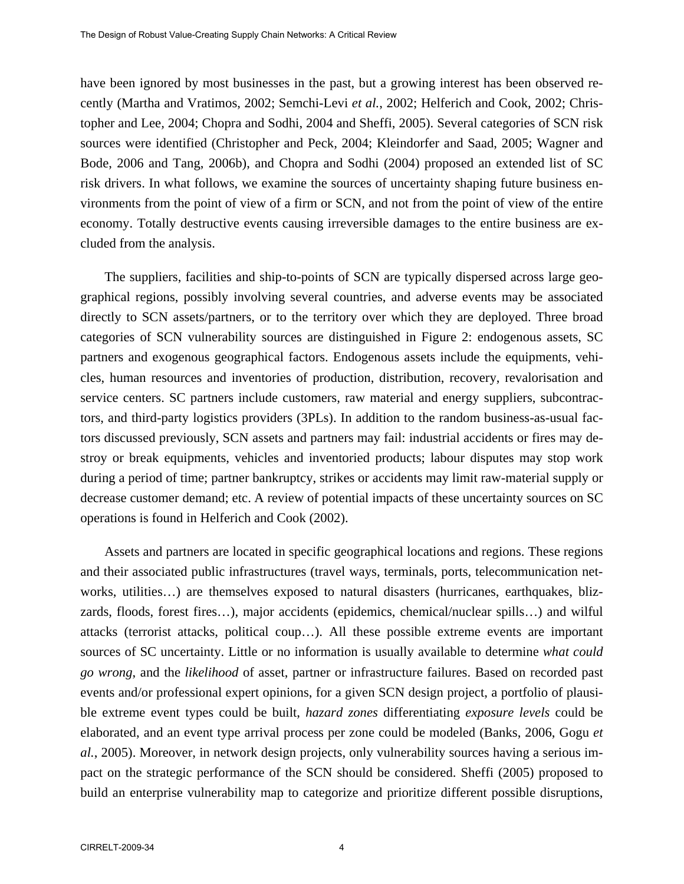have been ignored by most businesses in the past, but a growing interest has been observed recently (Martha and Vratimos, 2002; Semchi-Levi *et al.*, 2002; Helferich and Cook, 2002; Christopher and Lee, 2004; Chopra and Sodhi, 2004 and Sheffi, 2005). Several categories of SCN risk sources were identified (Christopher and Peck, 2004; Kleindorfer and Saad, 2005; Wagner and Bode, 2006 and Tang, 2006b), and Chopra and Sodhi (2004) proposed an extended list of SC risk drivers. In what follows, we examine the sources of uncertainty shaping future business environments from the point of view of a firm or SCN, and not from the point of view of the entire economy. Totally destructive events causing irreversible damages to the entire business are excluded from the analysis.

The suppliers, facilities and ship-to-points of SCN are typically dispersed across large geographical regions, possibly involving several countries, and adverse events may be associated directly to SCN assets/partners, or to the territory over which they are deployed. Three broad categories of SCN vulnerability sources are distinguished in Figure 2: endogenous assets, SC partners and exogenous geographical factors. Endogenous assets include the equipments, vehicles, human resources and inventories of production, distribution, recovery, revalorisation and service centers. SC partners include customers, raw material and energy suppliers, subcontractors, and third-party logistics providers (3PLs). In addition to the random business-as-usual factors discussed previously, SCN assets and partners may fail: industrial accidents or fires may destroy or break equipments, vehicles and inventoried products; labour disputes may stop work during a period of time; partner bankruptcy, strikes or accidents may limit raw-material supply or decrease customer demand; etc. A review of potential impacts of these uncertainty sources on SC operations is found in Helferich and Cook (2002).

Assets and partners are located in specific geographical locations and regions. These regions and their associated public infrastructures (travel ways, terminals, ports, telecommunication networks, utilities…) are themselves exposed to natural disasters (hurricanes, earthquakes, blizzards, floods, forest fires…), major accidents (epidemics, chemical/nuclear spills…) and wilful attacks (terrorist attacks, political coup…). All these possible extreme events are important sources of SC uncertainty. Little or no information is usually available to determine *what could go wrong*, and the *likelihood* of asset, partner or infrastructure failures. Based on recorded past events and/or professional expert opinions, for a given SCN design project, a portfolio of plausible extreme event types could be built, *hazard zones* differentiating *exposure levels* could be elaborated, and an event type arrival process per zone could be modeled (Banks, 2006, Gogu *et al.*, 2005). Moreover, in network design projects, only vulnerability sources having a serious impact on the strategic performance of the SCN should be considered. Sheffi (2005) proposed to build an enterprise vulnerability map to categorize and prioritize different possible disruptions,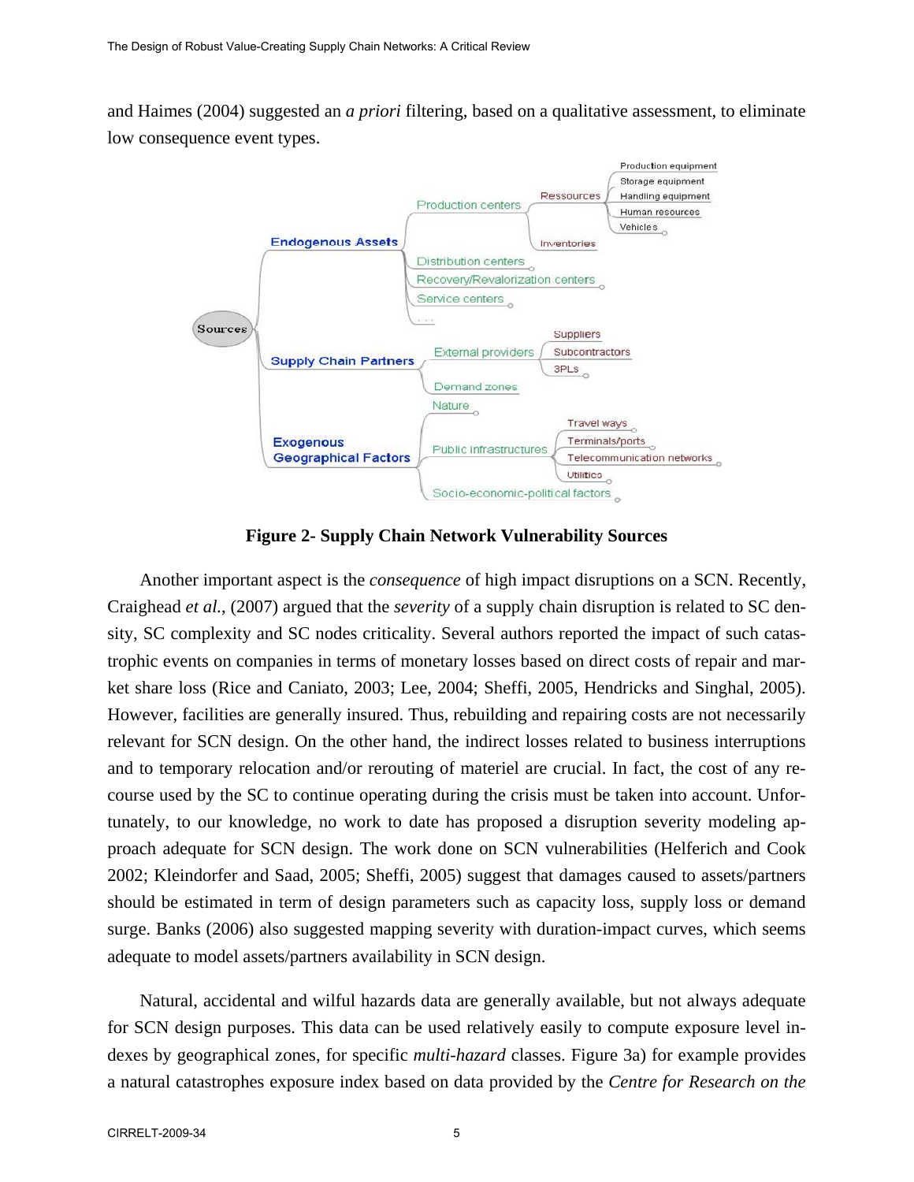and Haimes (2004) suggested an *a priori* filtering, based on a qualitative assessment, to eliminate low consequence event types.

**Figure 2- Supply Chain Network Vulnerability Sources**

Another important aspect is the *consequence* of high impact disruptions on a SCN. Recently, Craighead *et al.*, (2007) argued that the *severity* of a supply chain disruption is related to SC density, SC complexity and SC nodes criticality. Several authors reported the impact of such catastrophic events on companies in terms of monetary losses based on direct costs of repair and market share loss (Rice and Caniato, 2003; Lee, 2004; Sheffi, 2005, Hendricks and Singhal, 2005). However, facilities are generally insured. Thus, rebuilding and repairing costs are not necessarily relevant for SCN design. On the other hand, the indirect losses related to business interruptions and to temporary relocation and/or rerouting of materiel are crucial. In fact, the cost of any recourse used by the SC to continue operating during the crisis must be taken into account. Unfortunately, to our knowledge, no work to date has proposed a disruption severity modeling approach adequate for SCN design. The work done on SCN vulnerabilities (Helferich and Cook 2002; Kleindorfer and Saad, 2005; Sheffi, 2005) suggest that damages caused to assets/partners should be estimated in term of design parameters such as capacity loss, supply loss or demand surge. Banks (2006) also suggested mapping severity with duration-impact curves, which seems adequate to model assets/partners availability in SCN design.

Natural, accidental and wilful hazards data are generally available, but not always adequate for SCN design purposes. This data can be used relatively easily to compute exposure level indexes by geographical zones, for specific *multi-hazard* classes. Figure 3a) for example provides a natural catastrophes exposure index based on data provided by the *Centre for Research on the*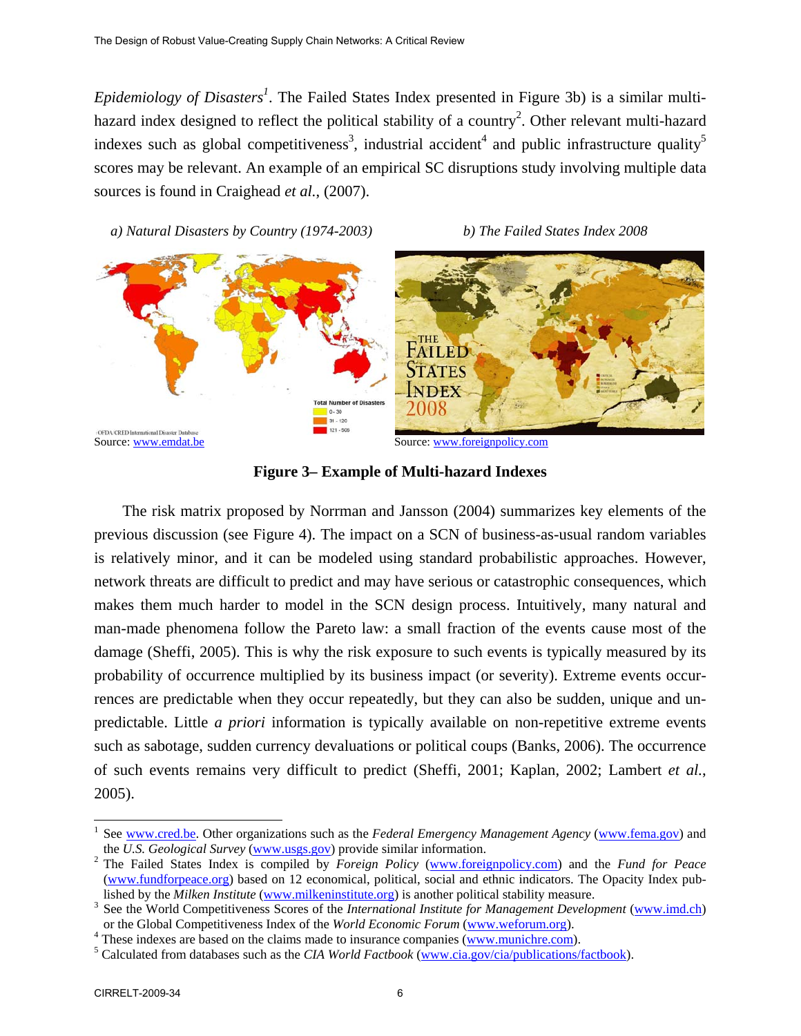*Epidemiology of Disasters*[1]. The Failed States Index presented in Figure 3b) is a similar multi-hazard index designed to reflect the political stability of a country[2]. Other relevant multi-hazard indexes such as global competitiveness[3], industrial accident[4] and public infrastructure quality[5] scores may be relevant. An example of an empirical SC disruptions study involving multiple data sources is found in Craighead *et al.*, (2007).

*a) Natural Disasters by Country (1974-2003)*

Source: www.emdat.be

*b) The Failed States Index 2008*

Source: www.foreignpolicy.com

**Figure 3– Example of Multi-hazard Indexes**

The risk matrix proposed by Norrman and Jansson (2004) summarizes key elements of the previous discussion (see Figure 4). The impact on a SCN of business-as-usual random variables is relatively minor, and it can be modeled using standard probabilistic approaches. However, network threats are difficult to predict and may have serious or catastrophic consequences, which makes them much harder to model in the SCN design process. Intuitively, many natural and man-made phenomena follow the Pareto law: a small fraction of the events cause most of the damage (Sheffi, 2005). This is why the risk exposure to such events is typically measured by its probability of occurrence multiplied by its business impact (or severity). Extreme events occurrences are predictable when they occur repeatedly, but they can also be sudden, unique and unpredictable. Little *a priori* information is typically available on non-repetitive extreme events such as sabotage, sudden currency devaluations or political coups (Banks, 2006). The occurrence of such events remains very difficult to predict (Sheffi, 2001; Kaplan, 2002; Lambert *et al.*, 2005).

---

[1] See www.cred.be. Other organizations such as the *Federal Emergency Management Agency* (www.fema.gov) and the *U.S. Geological Survey* (www.usgs.gov) provide similar information.

[2] The Failed States Index is compiled by *Foreign Policy* (www.foreignpolicy.com) and the *Fund for Peace* (www.fundforpeace.org) based on 12 economical, political, social and ethnic indicators. The Opacity Index published by the *Milken Institute* (www.milkeninstitute.org) is another political stability measure.

[3] See the World Competitiveness Scores of the *International Institute for Management Development* (www.imd.ch) or the Global Competitiveness Index of the *World Economic Forum* (www.weforum.org).

[4] These indexes are based on the claims made to insurance companies (www.munichre.com).

[5] Calculated from databases such as the *CIA World Factbook* (www.cia.gov/cia/publications/factbook).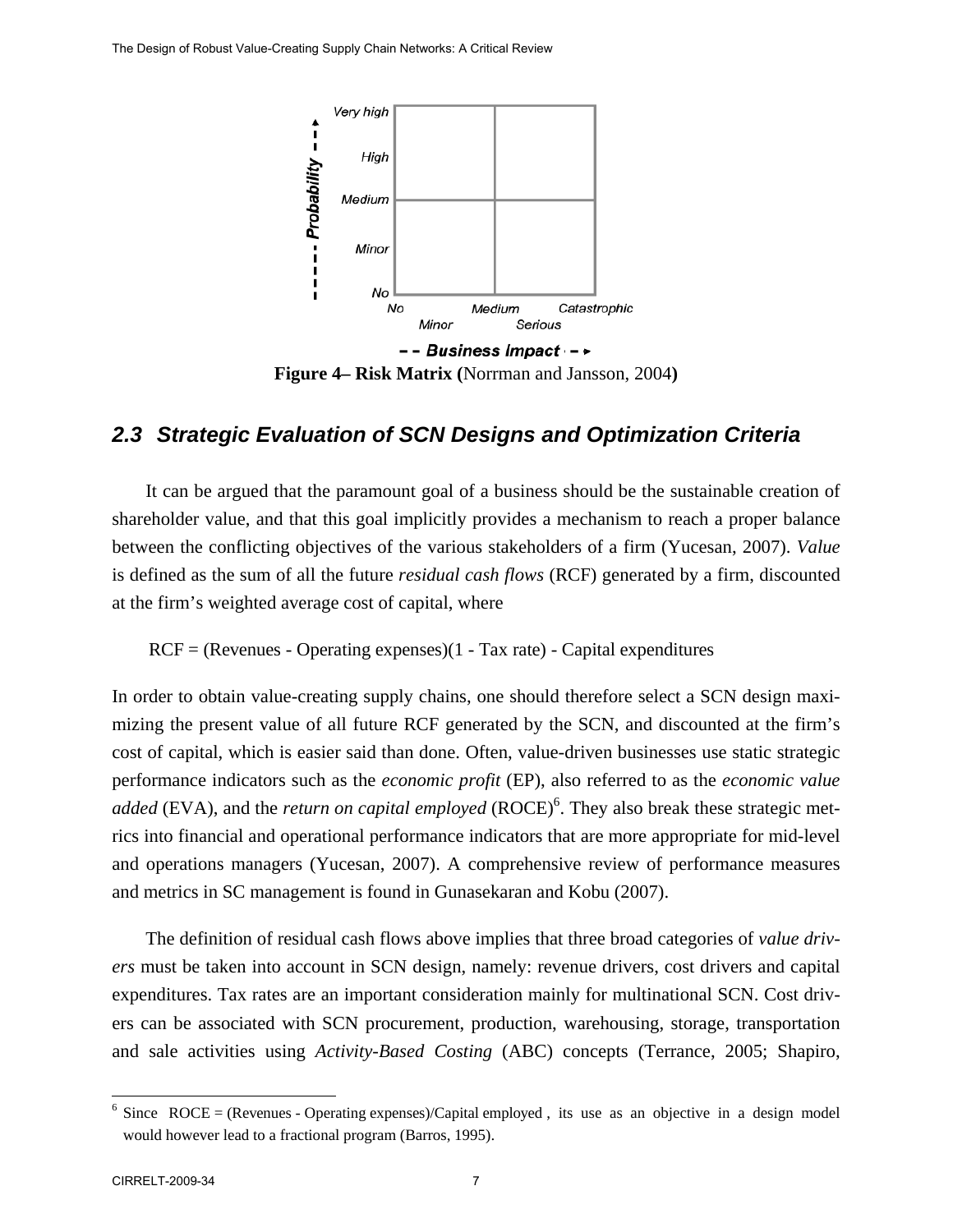**Figure 4– Risk Matrix (**Norrman and Jansson, 2004**)**

## *2.3 Strategic Evaluation of SCN Designs and Optimization Criteria*

It can be argued that the paramount goal of a business should be the sustainable creation of shareholder value, and that this goal implicitly provides a mechanism to reach a proper balance between the conflicting objectives of the various stakeholders of a firm (Yucesan, 2007). *Value* is defined as the sum of all the future *residual cash flows* (RCF) generated by a firm, discounted at the firm's weighted average cost of capital, where

RCF = (Revenues - Operating expenses)(1 - Tax rate) - Capital expenditures

In order to obtain value-creating supply chains, one should therefore select a SCN design maximizing the present value of all future RCF generated by the SCN, and discounted at the firm's cost of capital, which is easier said than done. Often, value-driven businesses use static strategic performance indicators such as the *economic profit* (EP), also referred to as the *economic value added* (EVA), and the *return on capital employed* (ROCE)[6]. They also break these strategic metrics into financial and operational performance indicators that are more appropriate for mid-level and operations managers (Yucesan, 2007). A comprehensive review of performance measures and metrics in SC management is found in Gunasekaran and Kobu (2007).

The definition of residual cash flows above implies that three broad categories of *value drivers* must be taken into account in SCN design, namely: revenue drivers, cost drivers and capital expenditures. Tax rates are an important consideration mainly for multinational SCN. Cost drivers can be associated with SCN procurement, production, warehousing, storage, transportation and sale activities using *Activity-Based Costing* (ABC) concepts (Terrance, 2005; Shapiro,

[6] Since ROCE = (Revenues - Operating expenses)/Capital employed , its use as an objective in a design model would however lead to a fractional program (Barros, 1995).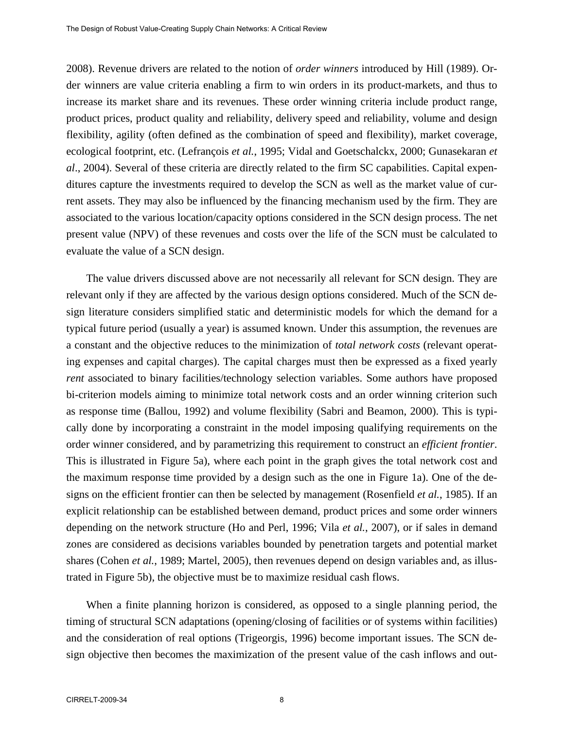2008). Revenue drivers are related to the notion of *order winners* introduced by Hill (1989). Order winners are value criteria enabling a firm to win orders in its product-markets, and thus to increase its market share and its revenues. These order winning criteria include product range, product prices, product quality and reliability, delivery speed and reliability, volume and design flexibility, agility (often defined as the combination of speed and flexibility), market coverage, ecological footprint, etc. (Lefrançois *et al.*, 1995; Vidal and Goetschalckx, 2000; Gunasekaran *et al*., 2004). Several of these criteria are directly related to the firm SC capabilities. Capital expenditures capture the investments required to develop the SCN as well as the market value of current assets. They may also be influenced by the financing mechanism used by the firm. They are associated to the various location/capacity options considered in the SCN design process. The net present value (NPV) of these revenues and costs over the life of the SCN must be calculated to evaluate the value of a SCN design.

The value drivers discussed above are not necessarily all relevant for SCN design. They are relevant only if they are affected by the various design options considered. Much of the SCN design literature considers simplified static and deterministic models for which the demand for a typical future period (usually a year) is assumed known. Under this assumption, the revenues are a constant and the objective reduces to the minimization of *total network costs* (relevant operating expenses and capital charges). The capital charges must then be expressed as a fixed yearly *rent* associated to binary facilities/technology selection variables. Some authors have proposed bi-criterion models aiming to minimize total network costs and an order winning criterion such as response time (Ballou, 1992) and volume flexibility (Sabri and Beamon, 2000). This is typically done by incorporating a constraint in the model imposing qualifying requirements on the order winner considered, and by parametrizing this requirement to construct an *efficient frontier*. This is illustrated in Figure 5a), where each point in the graph gives the total network cost and the maximum response time provided by a design such as the one in Figure 1a). One of the designs on the efficient frontier can then be selected by management (Rosenfield *et al.*, 1985). If an explicit relationship can be established between demand, product prices and some order winners depending on the network structure (Ho and Perl, 1996; Vila *et al.*, 2007), or if sales in demand zones are considered as decisions variables bounded by penetration targets and potential market shares (Cohen *et al.*, 1989; Martel, 2005), then revenues depend on design variables and, as illustrated in Figure 5b), the objective must be to maximize residual cash flows.

When a finite planning horizon is considered, as opposed to a single planning period, the timing of structural SCN adaptations (opening/closing of facilities or of systems within facilities) and the consideration of real options (Trigeorgis, 1996) become important issues. The SCN design objective then becomes the maximization of the present value of the cash inflows and out-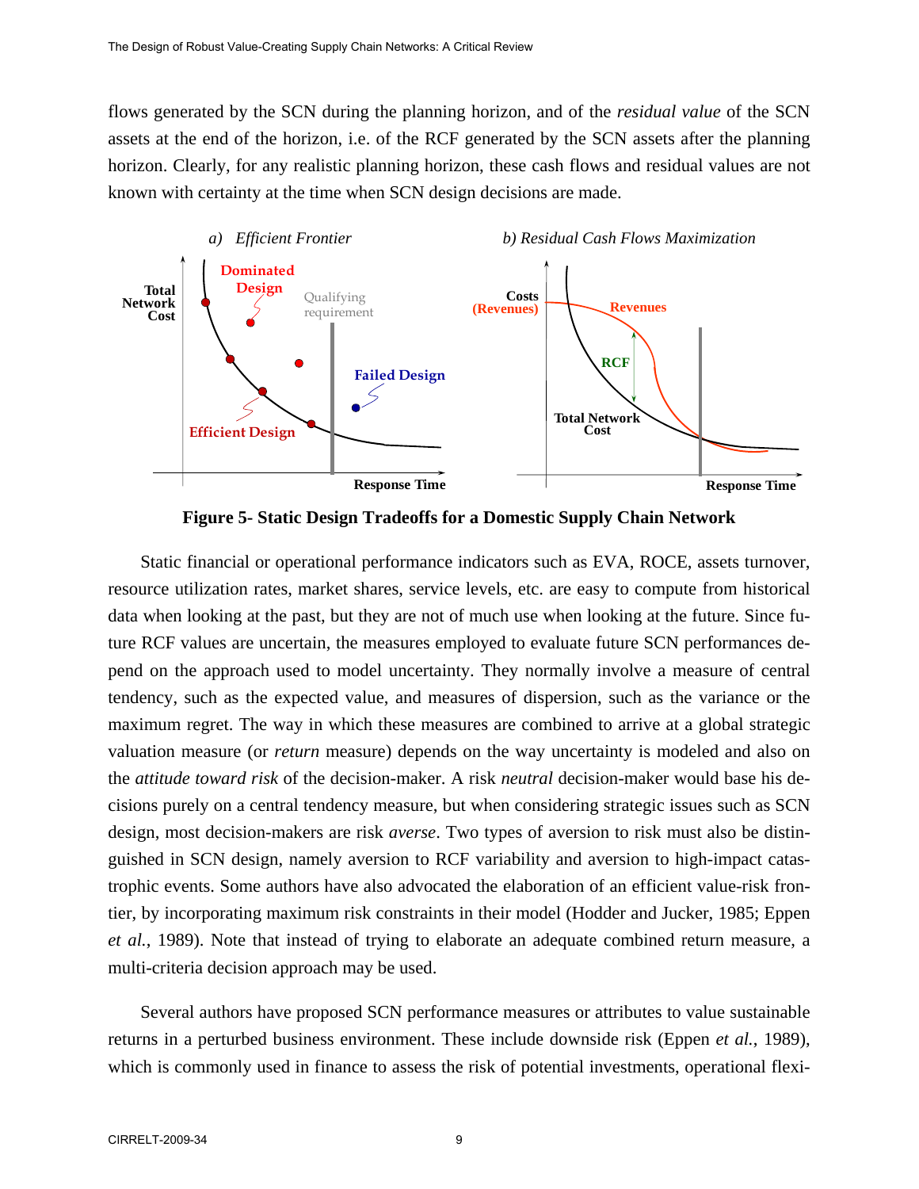flows generated by the SCN during the planning horizon, and of the *residual value* of the SCN assets at the end of the horizon, i.e. of the RCF generated by the SCN assets after the planning horizon. Clearly, for any realistic planning horizon, these cash flows and residual values are not known with certainty at the time when SCN design decisions are made.

**Figure 5- Static Design Tradeoffs for a Domestic Supply Chain Network**

Static financial or operational performance indicators such as EVA, ROCE, assets turnover, resource utilization rates, market shares, service levels, etc. are easy to compute from historical data when looking at the past, but they are not of much use when looking at the future. Since future RCF values are uncertain, the measures employed to evaluate future SCN performances depend on the approach used to model uncertainty. They normally involve a measure of central tendency, such as the expected value, and measures of dispersion, such as the variance or the maximum regret. The way in which these measures are combined to arrive at a global strategic valuation measure (or *return* measure) depends on the way uncertainty is modeled and also on the *attitude toward risk* of the decision-maker. A risk *neutral* decision-maker would base his decisions purely on a central tendency measure, but when considering strategic issues such as SCN design, most decision-makers are risk *averse*. Two types of aversion to risk must also be distinguished in SCN design, namely aversion to RCF variability and aversion to high-impact catastrophic events. Some authors have also advocated the elaboration of an efficient value-risk frontier, by incorporating maximum risk constraints in their model (Hodder and Jucker, 1985; Eppen *et al.*, 1989). Note that instead of trying to elaborate an adequate combined return measure, a multi-criteria decision approach may be used.

Several authors have proposed SCN performance measures or attributes to value sustainable returns in a perturbed business environment. These include downside risk (Eppen *et al.*, 1989), which is commonly used in finance to assess the risk of potential investments, operational flexi-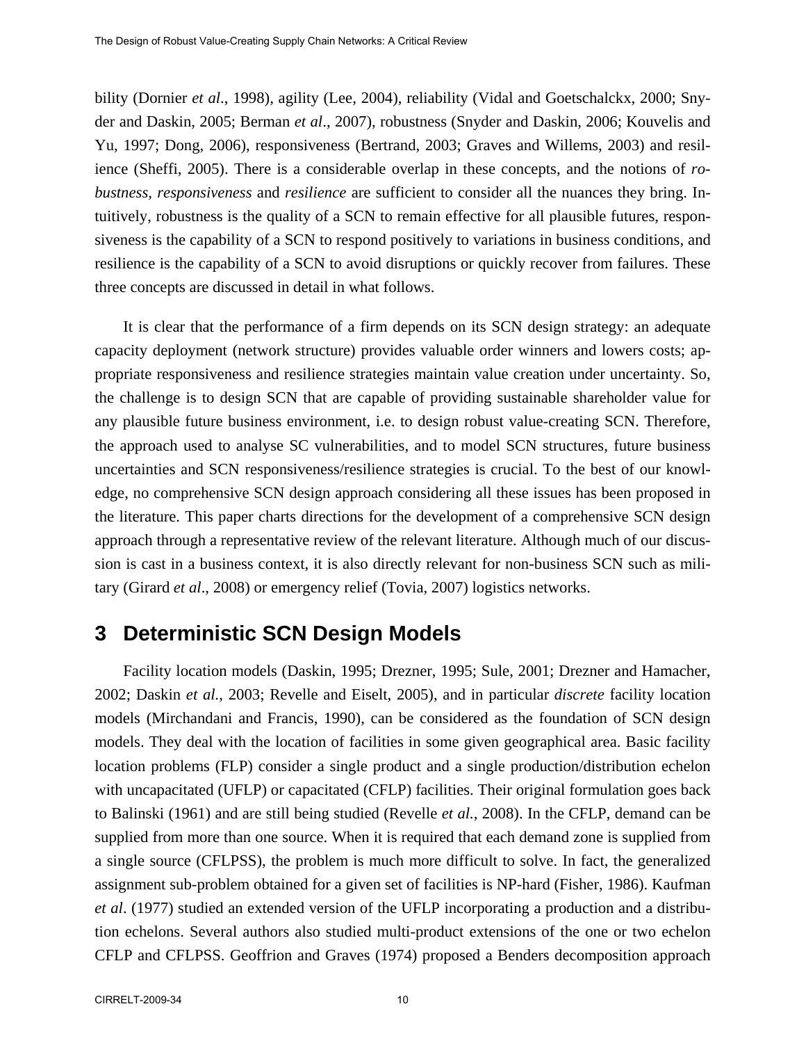bility (Dornier *et al*., 1998), agility (Lee, 2004), reliability (Vidal and Goetschalckx, 2000; Snyder and Daskin, 2005; Berman *et al*., 2007), robustness (Snyder and Daskin, 2006; Kouvelis and Yu, 1997; Dong, 2006), responsiveness (Bertrand, 2003; Graves and Willems, 2003) and resilience (Sheffi, 2005). There is a considerable overlap in these concepts, and the notions of *robustness*, *responsiveness* and *resilience* are sufficient to consider all the nuances they bring. Intuitively, robustness is the quality of a SCN to remain effective for all plausible futures, responsiveness is the capability of a SCN to respond positively to variations in business conditions, and resilience is the capability of a SCN to avoid disruptions or quickly recover from failures. These three concepts are discussed in detail in what follows.

It is clear that the performance of a firm depends on its SCN design strategy: an adequate capacity deployment (network structure) provides valuable order winners and lowers costs; appropriate responsiveness and resilience strategies maintain value creation under uncertainty. So, the challenge is to design SCN that are capable of providing sustainable shareholder value for any plausible future business environment, i.e. to design robust value-creating SCN. Therefore, the approach used to analyse SC vulnerabilities, and to model SCN structures, future business uncertainties and SCN responsiveness/resilience strategies is crucial. To the best of our knowledge, no comprehensive SCN design approach considering all these issues has been proposed in the literature. This paper charts directions for the development of a comprehensive SCN design approach through a representative review of the relevant literature. Although much of our discussion is cast in a business context, it is also directly relevant for non-business SCN such as military (Girard *et al*., 2008) or emergency relief (Tovia, 2007) logistics networks.

# 3 Deterministic SCN Design Models

Facility location models (Daskin, 1995; Drezner, 1995; Sule, 2001; Drezner and Hamacher, 2002; Daskin *et al.*, 2003; Revelle and Eiselt, 2005), and in particular *discrete* facility location models (Mirchandani and Francis, 1990), can be considered as the foundation of SCN design models. They deal with the location of facilities in some given geographical area. Basic facility location problems (FLP) consider a single product and a single production/distribution echelon with uncapacitated (UFLP) or capacitated (CFLP) facilities. Their original formulation goes back to Balinski (1961) and are still being studied (Revelle *et al.*, 2008). In the CFLP, demand can be supplied from more than one source. When it is required that each demand zone is supplied from a single source (CFLPSS), the problem is much more difficult to solve. In fact, the generalized assignment sub-problem obtained for a given set of facilities is NP-hard (Fisher, 1986). Kaufman *et al*. (1977) studied an extended version of the UFLP incorporating a production and a distribution echelons. Several authors also studied multi-product extensions of the one or two echelon CFLP and CFLPSS. Geoffrion and Graves (1974) proposed a Benders decomposition approach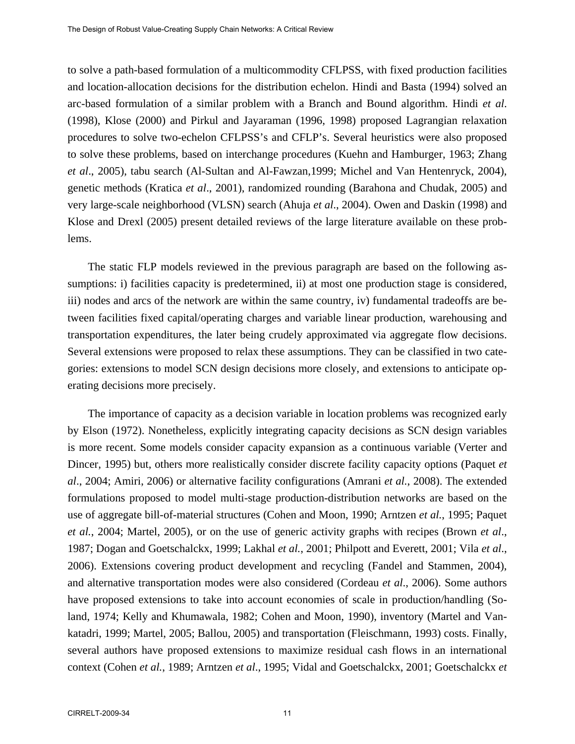to solve a path-based formulation of a multicommodity CFLPSS, with fixed production facilities and location-allocation decisions for the distribution echelon. Hindi and Basta (1994) solved an arc-based formulation of a similar problem with a Branch and Bound algorithm. Hindi *et al*. (1998), Klose (2000) and Pirkul and Jayaraman (1996, 1998) proposed Lagrangian relaxation procedures to solve two-echelon CFLPSS's and CFLP's. Several heuristics were also proposed to solve these problems, based on interchange procedures (Kuehn and Hamburger, 1963; Zhang *et al*., 2005), tabu search (Al-Sultan and Al-Fawzan,1999; Michel and Van Hentenryck, 2004), genetic methods (Kratica *et al*., 2001), randomized rounding (Barahona and Chudak, 2005) and very large-scale neighborhood (VLSN) search (Ahuja *et al*., 2004). Owen and Daskin (1998) and Klose and Drexl (2005) present detailed reviews of the large literature available on these problems.

The static FLP models reviewed in the previous paragraph are based on the following assumptions: i) facilities capacity is predetermined, ii) at most one production stage is considered, iii) nodes and arcs of the network are within the same country, iv) fundamental tradeoffs are between facilities fixed capital/operating charges and variable linear production, warehousing and transportation expenditures, the later being crudely approximated via aggregate flow decisions. Several extensions were proposed to relax these assumptions. They can be classified in two categories: extensions to model SCN design decisions more closely, and extensions to anticipate operating decisions more precisely.

The importance of capacity as a decision variable in location problems was recognized early by Elson (1972). Nonetheless, explicitly integrating capacity decisions as SCN design variables is more recent. Some models consider capacity expansion as a continuous variable (Verter and Dincer, 1995) but, others more realistically consider discrete facility capacity options (Paquet *et al*., 2004; Amiri, 2006) or alternative facility configurations (Amrani *et al.*, 2008). The extended formulations proposed to model multi-stage production-distribution networks are based on the use of aggregate bill-of-material structures (Cohen and Moon, 1990; Arntzen *et al.*, 1995; Paquet *et al.*, 2004; Martel, 2005), or on the use of generic activity graphs with recipes (Brown *et al*., 1987; Dogan and Goetschalckx, 1999; Lakhal *et al.*, 2001; Philpott and Everett, 2001; Vila *et al*., 2006). Extensions covering product development and recycling (Fandel and Stammen, 2004), and alternative transportation modes were also considered (Cordeau *et al*., 2006). Some authors have proposed extensions to take into account economies of scale in production/handling (Soland, 1974; Kelly and Khumawala, 1982; Cohen and Moon, 1990), inventory (Martel and Vankatadri, 1999; Martel, 2005; Ballou, 2005) and transportation (Fleischmann, 1993) costs. Finally, several authors have proposed extensions to maximize residual cash flows in an international context (Cohen *et al.*, 1989; Arntzen *et al*., 1995; Vidal and Goetschalckx, 2001; Goetschalckx *et*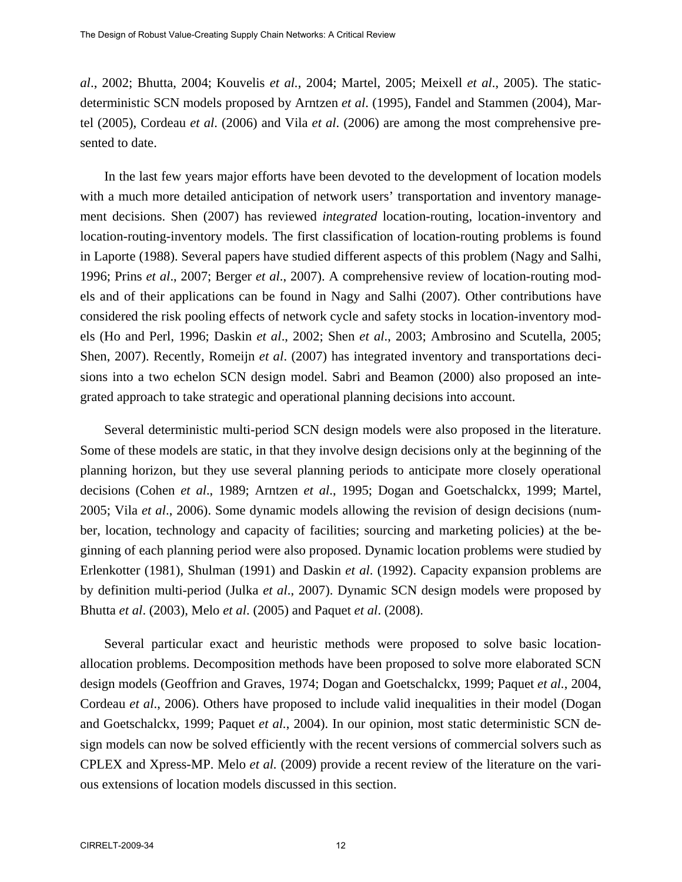*al*., 2002; Bhutta, 2004; Kouvelis *et al*., 2004; Martel, 2005; Meixell *et al*., 2005). The static-deterministic SCN models proposed by Arntzen *et al*. (1995), Fandel and Stammen (2004), Martel (2005), Cordeau *et al*. (2006) and Vila *et al*. (2006) are among the most comprehensive presented to date.

In the last few years major efforts have been devoted to the development of location models with a much more detailed anticipation of network users' transportation and inventory management decisions. Shen (2007) has reviewed *integrated* location-routing, location-inventory and location-routing-inventory models. The first classification of location-routing problems is found in Laporte (1988). Several papers have studied different aspects of this problem (Nagy and Salhi, 1996; Prins *et al*., 2007; Berger *et al*., 2007). A comprehensive review of location-routing models and of their applications can be found in Nagy and Salhi (2007). Other contributions have considered the risk pooling effects of network cycle and safety stocks in location-inventory models (Ho and Perl, 1996; Daskin *et al*., 2002; Shen *et al*., 2003; Ambrosino and Scutella, 2005; Shen, 2007). Recently, Romeijn *et al*. (2007) has integrated inventory and transportations decisions into a two echelon SCN design model. Sabri and Beamon (2000) also proposed an integrated approach to take strategic and operational planning decisions into account.

Several deterministic multi-period SCN design models were also proposed in the literature. Some of these models are static, in that they involve design decisions only at the beginning of the planning horizon, but they use several planning periods to anticipate more closely operational decisions (Cohen *et al*., 1989; Arntzen *et al*., 1995; Dogan and Goetschalckx, 1999; Martel, 2005; Vila *et al*., 2006). Some dynamic models allowing the revision of design decisions (number, location, technology and capacity of facilities; sourcing and marketing policies) at the beginning of each planning period were also proposed. Dynamic location problems were studied by Erlenkotter (1981), Shulman (1991) and Daskin *et al.* (1992). Capacity expansion problems are by definition multi-period (Julka *et al*., 2007). Dynamic SCN design models were proposed by Bhutta *et al*. (2003), Melo *et al*. (2005) and Paquet *et al*. (2008).

Several particular exact and heuristic methods were proposed to solve basic location-allocation problems. Decomposition methods have been proposed to solve more elaborated SCN design models (Geoffrion and Graves, 1974; Dogan and Goetschalckx, 1999; Paquet *et al.*, 2004, Cordeau *et al*., 2006). Others have proposed to include valid inequalities in their model (Dogan and Goetschalckx, 1999; Paquet *et al.*, 2004). In our opinion, most static deterministic SCN design models can now be solved efficiently with the recent versions of commercial solvers such as CPLEX and Xpress-MP. Melo *et al.* (2009) provide a recent review of the literature on the various extensions of location models discussed in this section.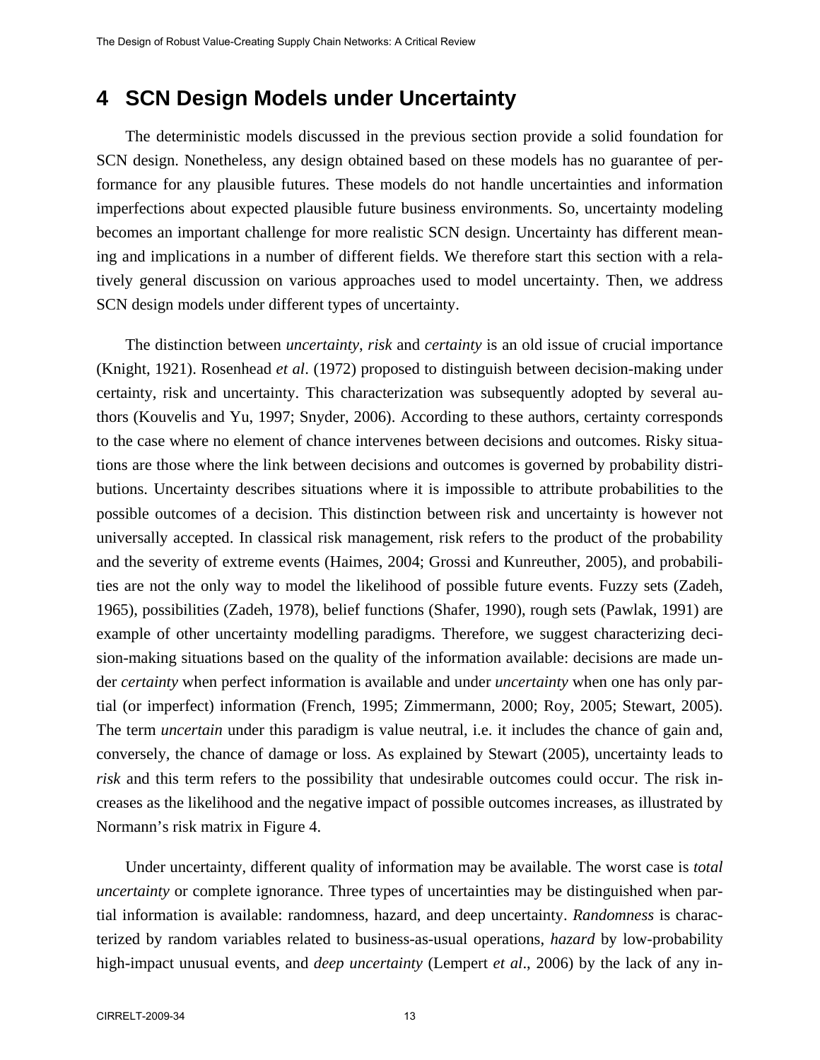# 4 SCN Design Models under Uncertainty

The deterministic models discussed in the previous section provide a solid foundation for SCN design. Nonetheless, any design obtained based on these models has no guarantee of performance for any plausible futures. These models do not handle uncertainties and information imperfections about expected plausible future business environments. So, uncertainty modeling becomes an important challenge for more realistic SCN design. Uncertainty has different meaning and implications in a number of different fields. We therefore start this section with a relatively general discussion on various approaches used to model uncertainty. Then, we address SCN design models under different types of uncertainty.

The distinction between *uncertainty*, *risk* and *certainty* is an old issue of crucial importance (Knight, 1921). Rosenhead *et al*. (1972) proposed to distinguish between decision-making under certainty, risk and uncertainty. This characterization was subsequently adopted by several authors (Kouvelis and Yu, 1997; Snyder, 2006). According to these authors, certainty corresponds to the case where no element of chance intervenes between decisions and outcomes. Risky situations are those where the link between decisions and outcomes is governed by probability distributions. Uncertainty describes situations where it is impossible to attribute probabilities to the possible outcomes of a decision. This distinction between risk and uncertainty is however not universally accepted. In classical risk management, risk refers to the product of the probability and the severity of extreme events (Haimes, 2004; Grossi and Kunreuther, 2005), and probabilities are not the only way to model the likelihood of possible future events. Fuzzy sets (Zadeh, 1965), possibilities (Zadeh, 1978), belief functions (Shafer, 1990), rough sets (Pawlak, 1991) are example of other uncertainty modelling paradigms. Therefore, we suggest characterizing decision-making situations based on the quality of the information available: decisions are made under *certainty* when perfect information is available and under *uncertainty* when one has only partial (or imperfect) information (French, 1995; Zimmermann, 2000; Roy, 2005; Stewart, 2005). The term *uncertain* under this paradigm is value neutral, i.e. it includes the chance of gain and, conversely, the chance of damage or loss. As explained by Stewart (2005), uncertainty leads to *risk* and this term refers to the possibility that undesirable outcomes could occur. The risk increases as the likelihood and the negative impact of possible outcomes increases, as illustrated by Normann's risk matrix in Figure 4.

Under uncertainty, different quality of information may be available. The worst case is *total uncertainty* or complete ignorance. Three types of uncertainties may be distinguished when partial information is available: randomness, hazard, and deep uncertainty. *Randomness* is characterized by random variables related to business-as-usual operations, *hazard* by low-probability high-impact unusual events, and *deep uncertainty* (Lempert *et al*., 2006) by the lack of any in-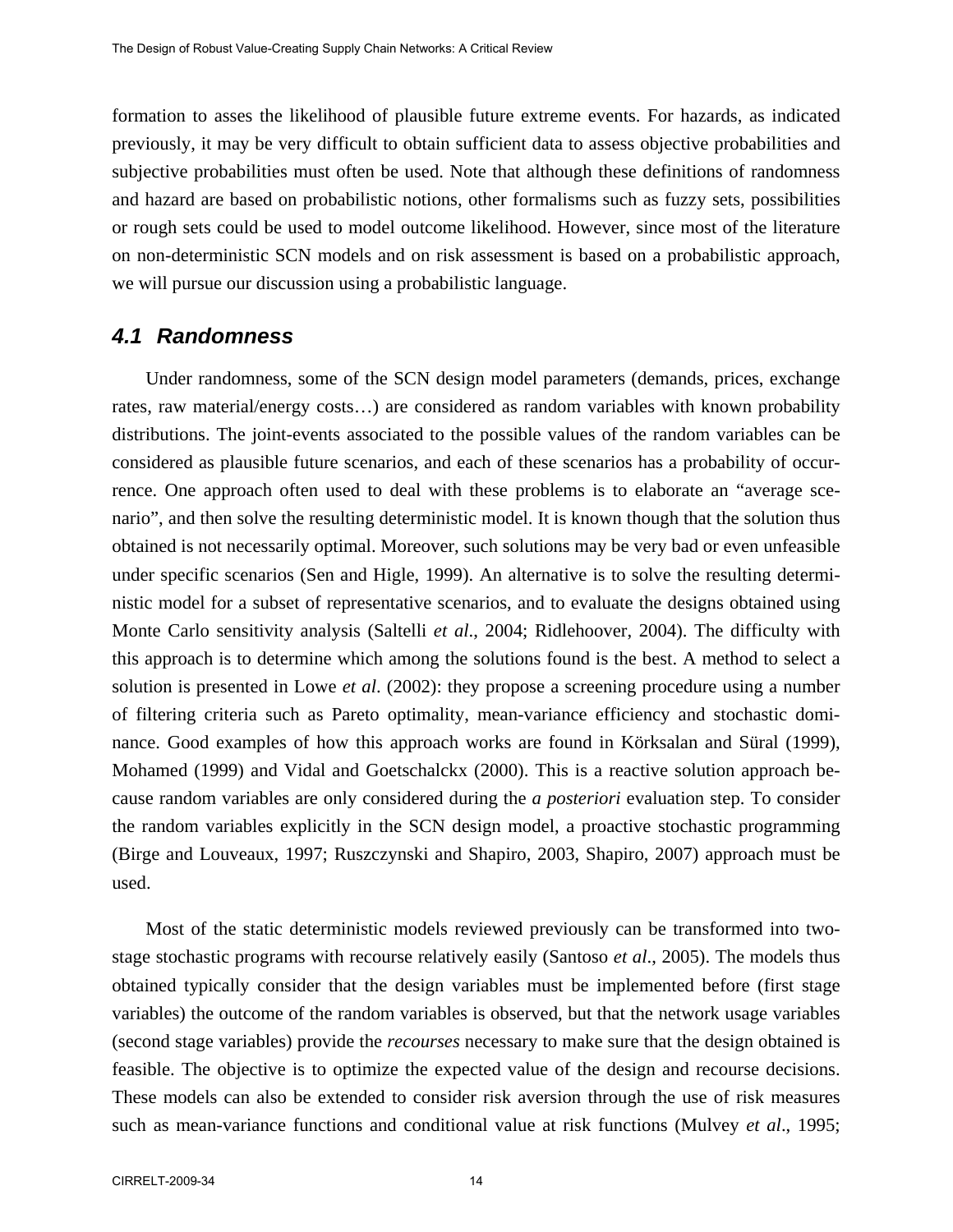formation to asses the likelihood of plausible future extreme events. For hazards, as indicated previously, it may be very difficult to obtain sufficient data to assess objective probabilities and subjective probabilities must often be used. Note that although these definitions of randomness and hazard are based on probabilistic notions, other formalisms such as fuzzy sets, possibilities or rough sets could be used to model outcome likelihood. However, since most of the literature on non-deterministic SCN models and on risk assessment is based on a probabilistic approach, we will pursue our discussion using a probabilistic language.

## 4.1 Randomness

Under randomness, some of the SCN design model parameters (demands, prices, exchange rates, raw material/energy costs…) are considered as random variables with known probability distributions. The joint-events associated to the possible values of the random variables can be considered as plausible future scenarios, and each of these scenarios has a probability of occurrence. One approach often used to deal with these problems is to elaborate an "average scenario", and then solve the resulting deterministic model. It is known though that the solution thus obtained is not necessarily optimal. Moreover, such solutions may be very bad or even unfeasible under specific scenarios (Sen and Higle, 1999). An alternative is to solve the resulting deterministic model for a subset of representative scenarios, and to evaluate the designs obtained using Monte Carlo sensitivity analysis (Saltelli *et al*., 2004; Ridlehoover, 2004). The difficulty with this approach is to determine which among the solutions found is the best. A method to select a solution is presented in Lowe *et al*. (2002): they propose a screening procedure using a number of filtering criteria such as Pareto optimality, mean-variance efficiency and stochastic dominance. Good examples of how this approach works are found in Körksalan and Süral (1999), Mohamed (1999) and Vidal and Goetschalckx (2000). This is a reactive solution approach because random variables are only considered during the *a posteriori* evaluation step. To consider the random variables explicitly in the SCN design model, a proactive stochastic programming (Birge and Louveaux, 1997; Ruszczynski and Shapiro, 2003, Shapiro, 2007) approach must be used.

Most of the static deterministic models reviewed previously can be transformed into two-stage stochastic programs with recourse relatively easily (Santoso *et al*., 2005). The models thus obtained typically consider that the design variables must be implemented before (first stage variables) the outcome of the random variables is observed, but that the network usage variables (second stage variables) provide the *recourses* necessary to make sure that the design obtained is feasible. The objective is to optimize the expected value of the design and recourse decisions. These models can also be extended to consider risk aversion through the use of risk measures such as mean-variance functions and conditional value at risk functions (Mulvey *et al*., 1995;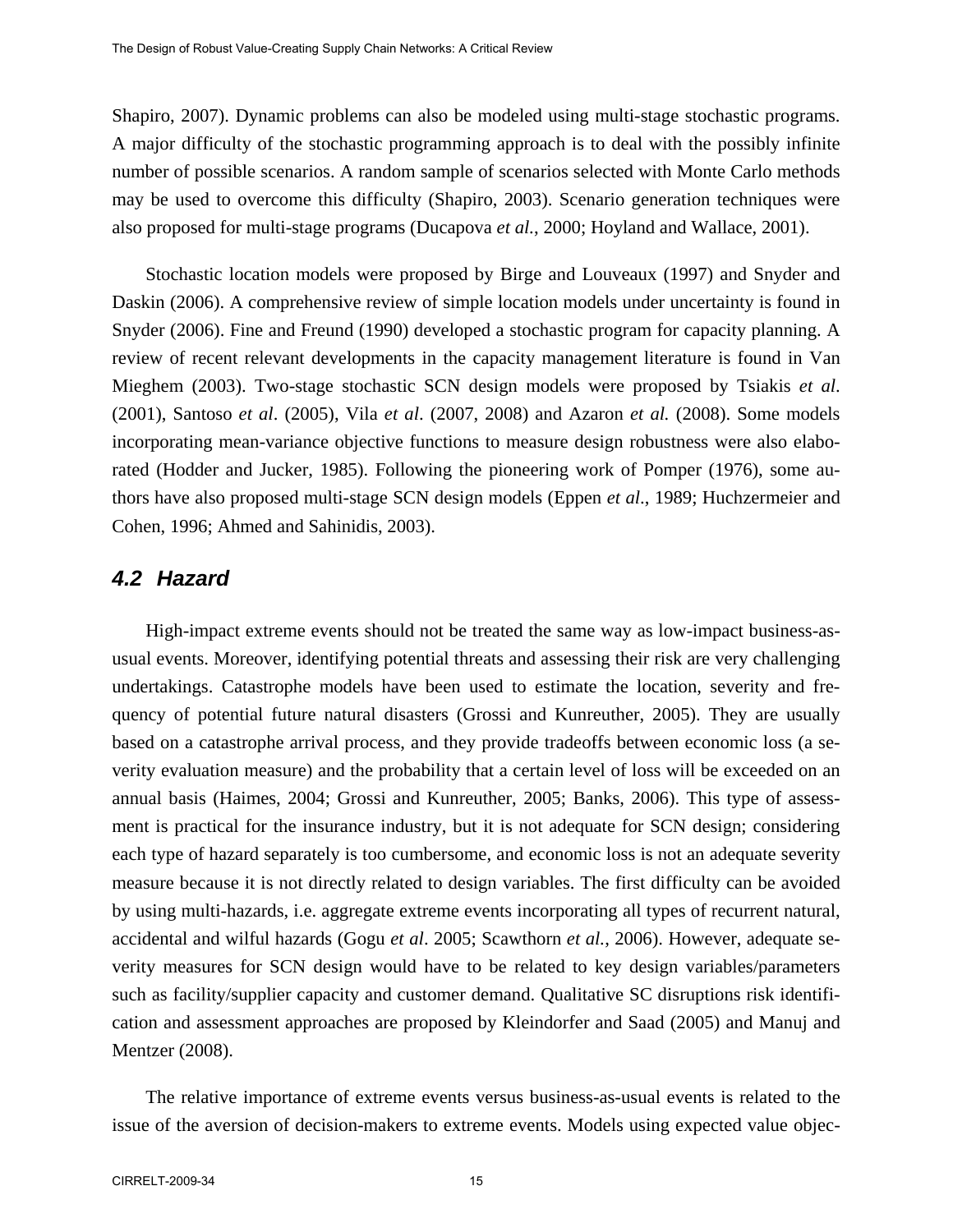Shapiro, 2007). Dynamic problems can also be modeled using multi-stage stochastic programs. A major difficulty of the stochastic programming approach is to deal with the possibly infinite number of possible scenarios. A random sample of scenarios selected with Monte Carlo methods may be used to overcome this difficulty (Shapiro, 2003). Scenario generation techniques were also proposed for multi-stage programs (Ducapova *et al.*, 2000; Hoyland and Wallace, 2001).

Stochastic location models were proposed by Birge and Louveaux (1997) and Snyder and Daskin (2006). A comprehensive review of simple location models under uncertainty is found in Snyder (2006). Fine and Freund (1990) developed a stochastic program for capacity planning. A review of recent relevant developments in the capacity management literature is found in Van Mieghem (2003). Two-stage stochastic SCN design models were proposed by Tsiakis *et al*. (2001), Santoso *et al*. (2005), Vila *et al*. (2007, 2008) and Azaron *et al.* (2008). Some models incorporating mean-variance objective functions to measure design robustness were also elaborated (Hodder and Jucker, 1985). Following the pioneering work of Pomper (1976), some authors have also proposed multi-stage SCN design models (Eppen *et al*., 1989; Huchzermeier and Cohen, 1996; Ahmed and Sahinidis, 2003).

## 4.2 Hazard

High-impact extreme events should not be treated the same way as low-impact business-as-usual events. Moreover, identifying potential threats and assessing their risk are very challenging undertakings. Catastrophe models have been used to estimate the location, severity and frequency of potential future natural disasters (Grossi and Kunreuther, 2005). They are usually based on a catastrophe arrival process, and they provide tradeoffs between economic loss (a severity evaluation measure) and the probability that a certain level of loss will be exceeded on an annual basis (Haimes, 2004; Grossi and Kunreuther, 2005; Banks, 2006). This type of assessment is practical for the insurance industry, but it is not adequate for SCN design; considering each type of hazard separately is too cumbersome, and economic loss is not an adequate severity measure because it is not directly related to design variables. The first difficulty can be avoided by using multi-hazards, i.e. aggregate extreme events incorporating all types of recurrent natural, accidental and wilful hazards (Gogu *et al*. 2005; Scawthorn *et al.*, 2006). However, adequate severity measures for SCN design would have to be related to key design variables/parameters such as facility/supplier capacity and customer demand. Qualitative SC disruptions risk identification and assessment approaches are proposed by Kleindorfer and Saad (2005) and Manuj and Mentzer (2008).

The relative importance of extreme events versus business-as-usual events is related to the issue of the aversion of decision-makers to extreme events. Models using expected value objec-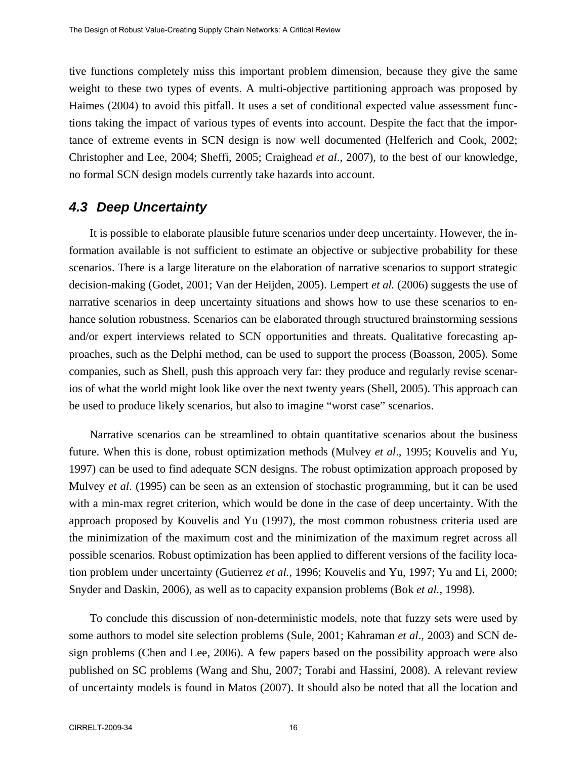tive functions completely miss this important problem dimension, because they give the same weight to these two types of events. A multi-objective partitioning approach was proposed by Haimes (2004) to avoid this pitfall. It uses a set of conditional expected value assessment functions taking the impact of various types of events into account. Despite the fact that the importance of extreme events in SCN design is now well documented (Helferich and Cook, 2002; Christopher and Lee, 2004; Sheffi, 2005; Craighead *et al*., 2007), to the best of our knowledge, no formal SCN design models currently take hazards into account.

## 4.3 Deep Uncertainty

It is possible to elaborate plausible future scenarios under deep uncertainty. However, the information available is not sufficient to estimate an objective or subjective probability for these scenarios. There is a large literature on the elaboration of narrative scenarios to support strategic decision-making (Godet, 2001; Van der Heijden, 2005). Lempert *et al.* (2006) suggests the use of narrative scenarios in deep uncertainty situations and shows how to use these scenarios to enhance solution robustness. Scenarios can be elaborated through structured brainstorming sessions and/or expert interviews related to SCN opportunities and threats. Qualitative forecasting approaches, such as the Delphi method, can be used to support the process (Boasson, 2005). Some companies, such as Shell, push this approach very far: they produce and regularly revise scenarios of what the world might look like over the next twenty years (Shell, 2005). This approach can be used to produce likely scenarios, but also to imagine "worst case" scenarios.

Narrative scenarios can be streamlined to obtain quantitative scenarios about the business future. When this is done, robust optimization methods (Mulvey *et al*., 1995; Kouvelis and Yu, 1997) can be used to find adequate SCN designs. The robust optimization approach proposed by Mulvey *et al*. (1995) can be seen as an extension of stochastic programming, but it can be used with a min-max regret criterion, which would be done in the case of deep uncertainty. With the approach proposed by Kouvelis and Yu (1997), the most common robustness criteria used are the minimization of the maximum cost and the minimization of the maximum regret across all possible scenarios. Robust optimization has been applied to different versions of the facility location problem under uncertainty (Gutierrez *et al.,* 1996; Kouvelis and Yu, 1997; Yu and Li, 2000; Snyder and Daskin, 2006), as well as to capacity expansion problems (Bok *et al.,* 1998).

To conclude this discussion of non-deterministic models, note that fuzzy sets were used by some authors to model site selection problems (Sule, 2001; Kahraman *et al*., 2003) and SCN design problems (Chen and Lee, 2006). A few papers based on the possibility approach were also published on SC problems (Wang and Shu, 2007; Torabi and Hassini, 2008). A relevant review of uncertainty models is found in Matos (2007). It should also be noted that all the location and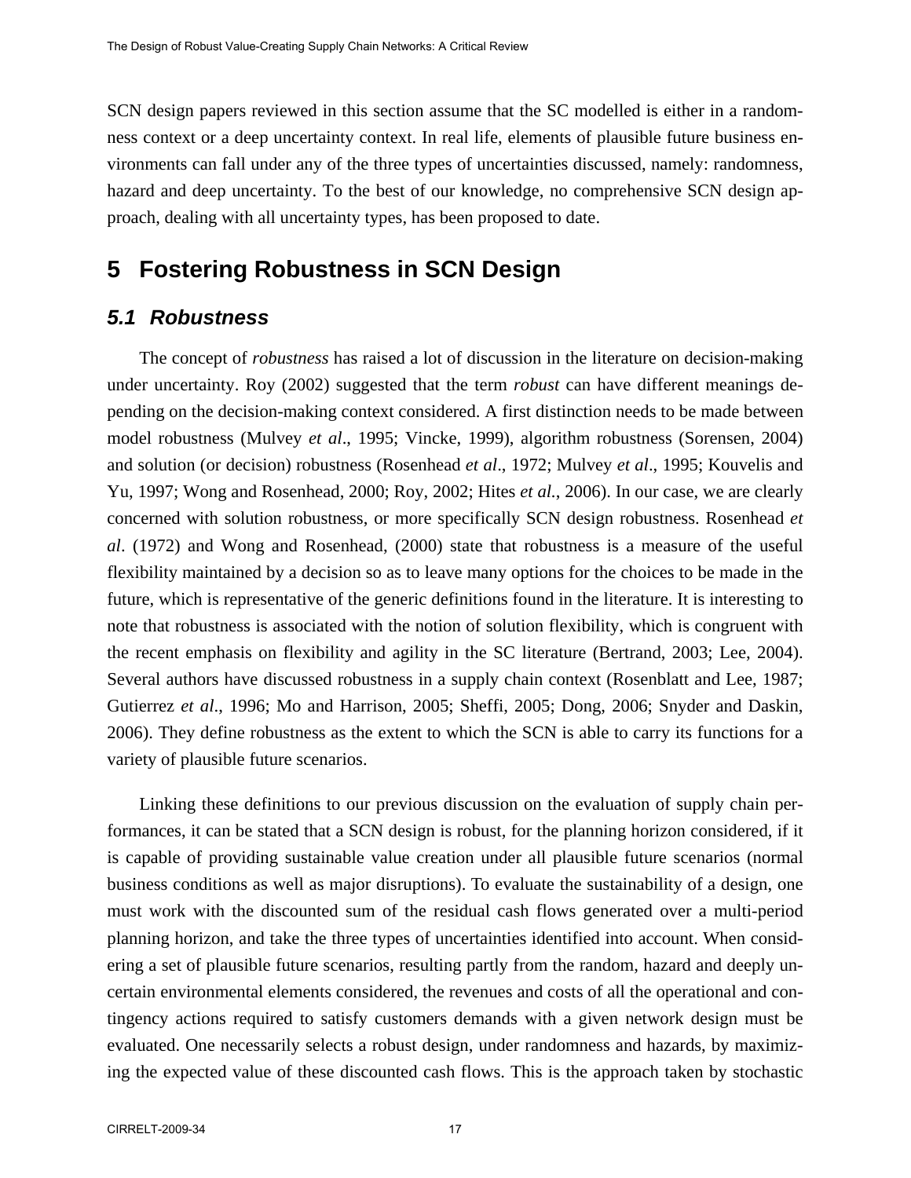SCN design papers reviewed in this section assume that the SC modelled is either in a randomness context or a deep uncertainty context. In real life, elements of plausible future business environments can fall under any of the three types of uncertainties discussed, namely: randomness, hazard and deep uncertainty. To the best of our knowledge, no comprehensive SCN design approach, dealing with all uncertainty types, has been proposed to date.

# 5 Fostering Robustness in SCN Design

## 5.1 Robustness

The concept of *robustness* has raised a lot of discussion in the literature on decision-making under uncertainty. Roy (2002) suggested that the term *robust* can have different meanings depending on the decision-making context considered. A first distinction needs to be made between model robustness (Mulvey *et al*., 1995; Vincke, 1999), algorithm robustness (Sorensen, 2004) and solution (or decision) robustness (Rosenhead *et al*., 1972; Mulvey *et al*., 1995; Kouvelis and Yu, 1997; Wong and Rosenhead, 2000; Roy, 2002; Hites *et al.*, 2006). In our case, we are clearly concerned with solution robustness, or more specifically SCN design robustness. Rosenhead *et al*. (1972) and Wong and Rosenhead, (2000) state that robustness is a measure of the useful flexibility maintained by a decision so as to leave many options for the choices to be made in the future, which is representative of the generic definitions found in the literature. It is interesting to note that robustness is associated with the notion of solution flexibility, which is congruent with the recent emphasis on flexibility and agility in the SC literature (Bertrand, 2003; Lee, 2004). Several authors have discussed robustness in a supply chain context (Rosenblatt and Lee, 1987; Gutierrez *et al*., 1996; Mo and Harrison, 2005; Sheffi, 2005; Dong, 2006; Snyder and Daskin, 2006). They define robustness as the extent to which the SCN is able to carry its functions for a variety of plausible future scenarios.

Linking these definitions to our previous discussion on the evaluation of supply chain performances, it can be stated that a SCN design is robust, for the planning horizon considered, if it is capable of providing sustainable value creation under all plausible future scenarios (normal business conditions as well as major disruptions). To evaluate the sustainability of a design, one must work with the discounted sum of the residual cash flows generated over a multi-period planning horizon, and take the three types of uncertainties identified into account. When considering a set of plausible future scenarios, resulting partly from the random, hazard and deeply uncertain environmental elements considered, the revenues and costs of all the operational and contingency actions required to satisfy customers demands with a given network design must be evaluated. One necessarily selects a robust design, under randomness and hazards, by maximizing the expected value of these discounted cash flows. This is the approach taken by stochastic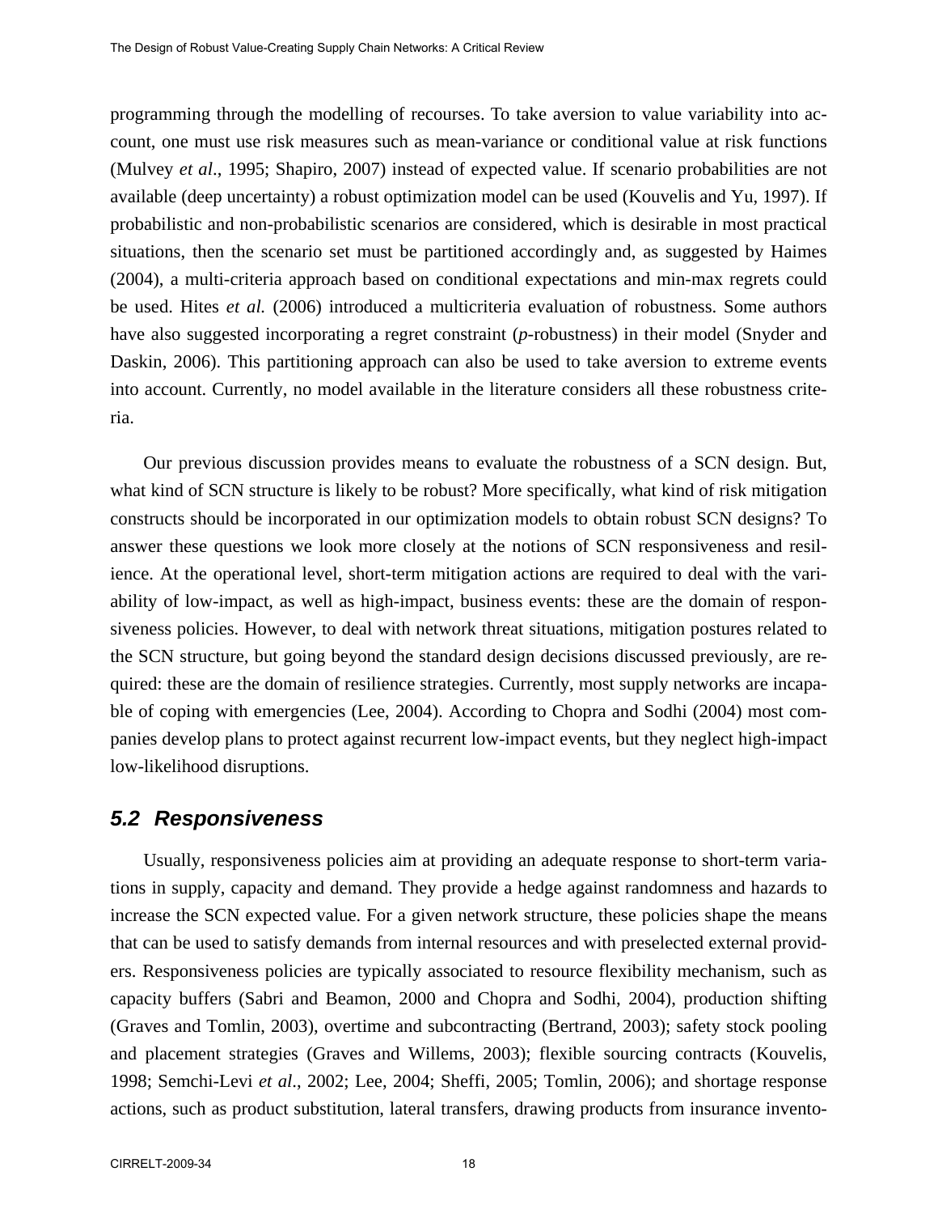programming through the modelling of recourses. To take aversion to value variability into account, one must use risk measures such as mean-variance or conditional value at risk functions (Mulvey *et al*., 1995; Shapiro, 2007) instead of expected value. If scenario probabilities are not available (deep uncertainty) a robust optimization model can be used (Kouvelis and Yu, 1997). If probabilistic and non-probabilistic scenarios are considered, which is desirable in most practical situations, then the scenario set must be partitioned accordingly and, as suggested by Haimes (2004), a multi-criteria approach based on conditional expectations and min-max regrets could be used. Hites *et al.* (2006) introduced a multicriteria evaluation of robustness. Some authors have also suggested incorporating a regret constraint (*p*-robustness) in their model (Snyder and Daskin, 2006). This partitioning approach can also be used to take aversion to extreme events into account. Currently, no model available in the literature considers all these robustness criteria.

Our previous discussion provides means to evaluate the robustness of a SCN design. But, what kind of SCN structure is likely to be robust? More specifically, what kind of risk mitigation constructs should be incorporated in our optimization models to obtain robust SCN designs? To answer these questions we look more closely at the notions of SCN responsiveness and resilience. At the operational level, short-term mitigation actions are required to deal with the variability of low-impact, as well as high-impact, business events: these are the domain of responsiveness policies. However, to deal with network threat situations, mitigation postures related to the SCN structure, but going beyond the standard design decisions discussed previously, are required: these are the domain of resilience strategies. Currently, most supply networks are incapable of coping with emergencies (Lee, 2004). According to Chopra and Sodhi (2004) most companies develop plans to protect against recurrent low-impact events, but they neglect high-impact low-likelihood disruptions.

## 5.2 Responsiveness

Usually, responsiveness policies aim at providing an adequate response to short-term variations in supply, capacity and demand. They provide a hedge against randomness and hazards to increase the SCN expected value. For a given network structure, these policies shape the means that can be used to satisfy demands from internal resources and with preselected external providers. Responsiveness policies are typically associated to resource flexibility mechanism, such as capacity buffers (Sabri and Beamon, 2000 and Chopra and Sodhi, 2004), production shifting (Graves and Tomlin, 2003), overtime and subcontracting (Bertrand, 2003); safety stock pooling and placement strategies (Graves and Willems, 2003); flexible sourcing contracts (Kouvelis, 1998; Semchi-Levi *et al*., 2002; Lee, 2004; Sheffi, 2005; Tomlin, 2006); and shortage response actions, such as product substitution, lateral transfers, drawing products from insurance invento-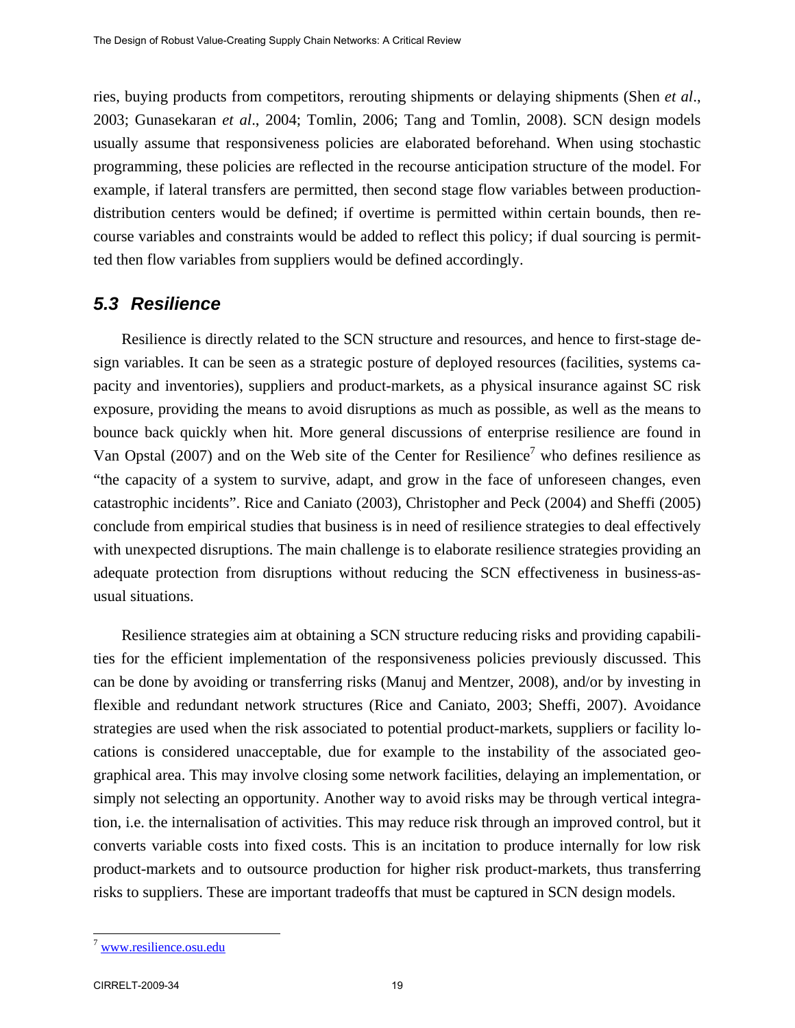ries, buying products from competitors, rerouting shipments or delaying shipments (Shen *et al*., 2003; Gunasekaran *et al*., 2004; Tomlin, 2006; Tang and Tomlin, 2008). SCN design models usually assume that responsiveness policies are elaborated beforehand. When using stochastic programming, these policies are reflected in the recourse anticipation structure of the model. For example, if lateral transfers are permitted, then second stage flow variables between production-distribution centers would be defined; if overtime is permitted within certain bounds, then recourse variables and constraints would be added to reflect this policy; if dual sourcing is permitted then flow variables from suppliers would be defined accordingly.

## 5.3 Resilience

Resilience is directly related to the SCN structure and resources, and hence to first-stage design variables. It can be seen as a strategic posture of deployed resources (facilities, systems capacity and inventories), suppliers and product-markets, as a physical insurance against SC risk exposure, providing the means to avoid disruptions as much as possible, as well as the means to bounce back quickly when hit. More general discussions of enterprise resilience are found in Van Opstal (2007) and on the Web site of the Center for Resilience[7] who defines resilience as "the capacity of a system to survive, adapt, and grow in the face of unforeseen changes, even catastrophic incidents". Rice and Caniato (2003), Christopher and Peck (2004) and Sheffi (2005) conclude from empirical studies that business is in need of resilience strategies to deal effectively with unexpected disruptions. The main challenge is to elaborate resilience strategies providing an adequate protection from disruptions without reducing the SCN effectiveness in business-as-usual situations.

Resilience strategies aim at obtaining a SCN structure reducing risks and providing capabilities for the efficient implementation of the responsiveness policies previously discussed. This can be done by avoiding or transferring risks (Manuj and Mentzer, 2008), and/or by investing in flexible and redundant network structures (Rice and Caniato, 2003; Sheffi, 2007). Avoidance strategies are used when the risk associated to potential product-markets, suppliers or facility locations is considered unacceptable, due for example to the instability of the associated geographical area. This may involve closing some network facilities, delaying an implementation, or simply not selecting an opportunity. Another way to avoid risks may be through vertical integration, i.e. the internalisation of activities. This may reduce risk through an improved control, but it converts variable costs into fixed costs. This is an incitation to produce internally for low risk product-markets and to outsource production for higher risk product-markets, thus transferring risks to suppliers. These are important tradeoffs that must be captured in SCN design models.

[7] www.resilience.osu.edu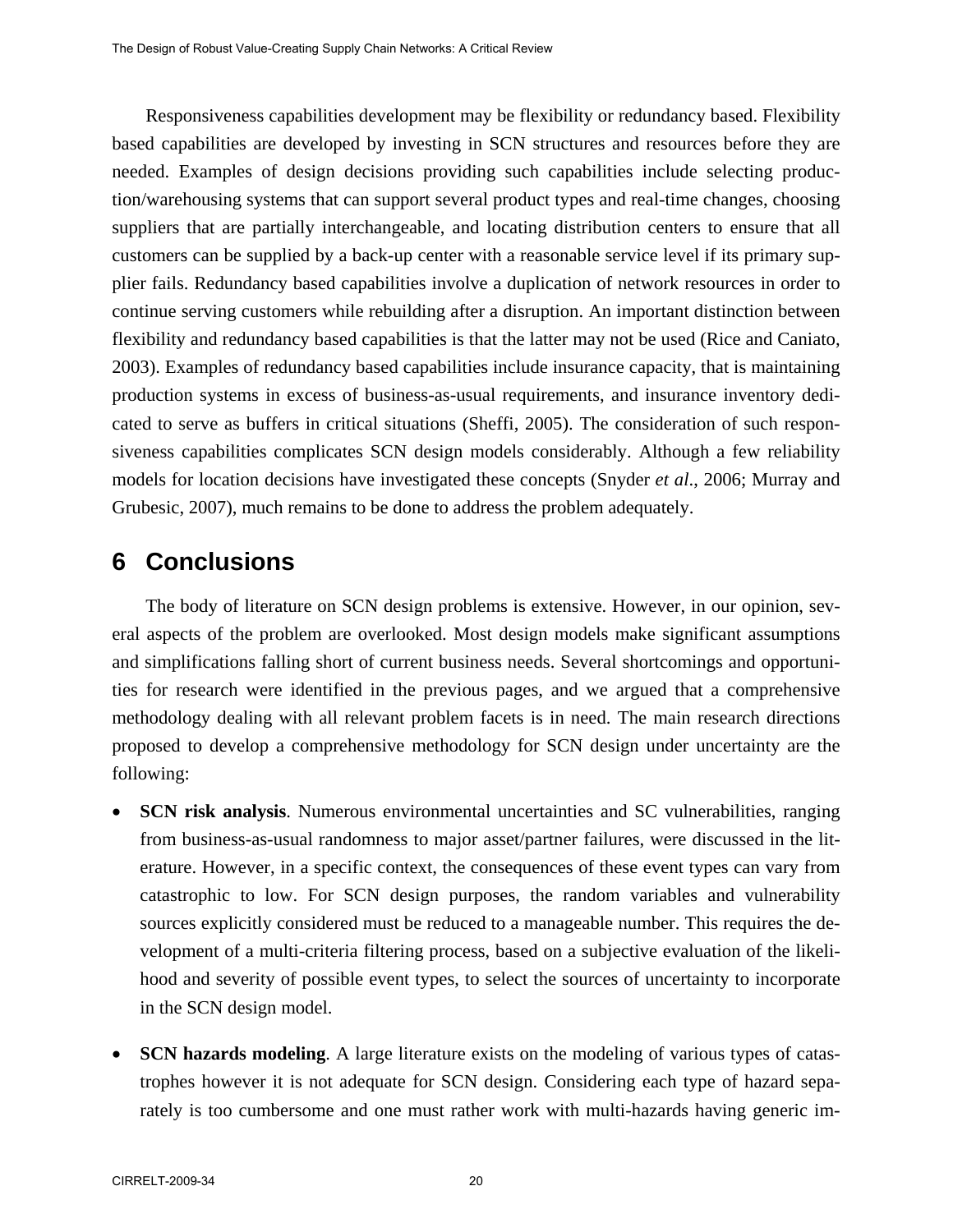Responsiveness capabilities development may be flexibility or redundancy based. Flexibility based capabilities are developed by investing in SCN structures and resources before they are needed. Examples of design decisions providing such capabilities include selecting production/warehousing systems that can support several product types and real-time changes, choosing suppliers that are partially interchangeable, and locating distribution centers to ensure that all customers can be supplied by a back-up center with a reasonable service level if its primary supplier fails. Redundancy based capabilities involve a duplication of network resources in order to continue serving customers while rebuilding after a disruption. An important distinction between flexibility and redundancy based capabilities is that the latter may not be used (Rice and Caniato, 2003). Examples of redundancy based capabilities include insurance capacity, that is maintaining production systems in excess of business-as-usual requirements, and insurance inventory dedicated to serve as buffers in critical situations (Sheffi, 2005). The consideration of such responsiveness capabilities complicates SCN design models considerably. Although a few reliability models for location decisions have investigated these concepts (Snyder *et al*., 2006; Murray and Grubesic, 2007), much remains to be done to address the problem adequately.

# 6 Conclusions

The body of literature on SCN design problems is extensive. However, in our opinion, several aspects of the problem are overlooked. Most design models make significant assumptions and simplifications falling short of current business needs. Several shortcomings and opportunities for research were identified in the previous pages, and we argued that a comprehensive methodology dealing with all relevant problem facets is in need. The main research directions proposed to develop a comprehensive methodology for SCN design under uncertainty are the following:

- **SCN risk analysis**. Numerous environmental uncertainties and SC vulnerabilities, ranging from business-as-usual randomness to major asset/partner failures, were discussed in the literature. However, in a specific context, the consequences of these event types can vary from catastrophic to low. For SCN design purposes, the random variables and vulnerability sources explicitly considered must be reduced to a manageable number. This requires the development of a multi-criteria filtering process, based on a subjective evaluation of the likelihood and severity of possible event types, to select the sources of uncertainty to incorporate in the SCN design model.

- **SCN hazards modeling**. A large literature exists on the modeling of various types of catastrophes however it is not adequate for SCN design. Considering each type of hazard separately is too cumbersome and one must rather work with multi-hazards having generic im-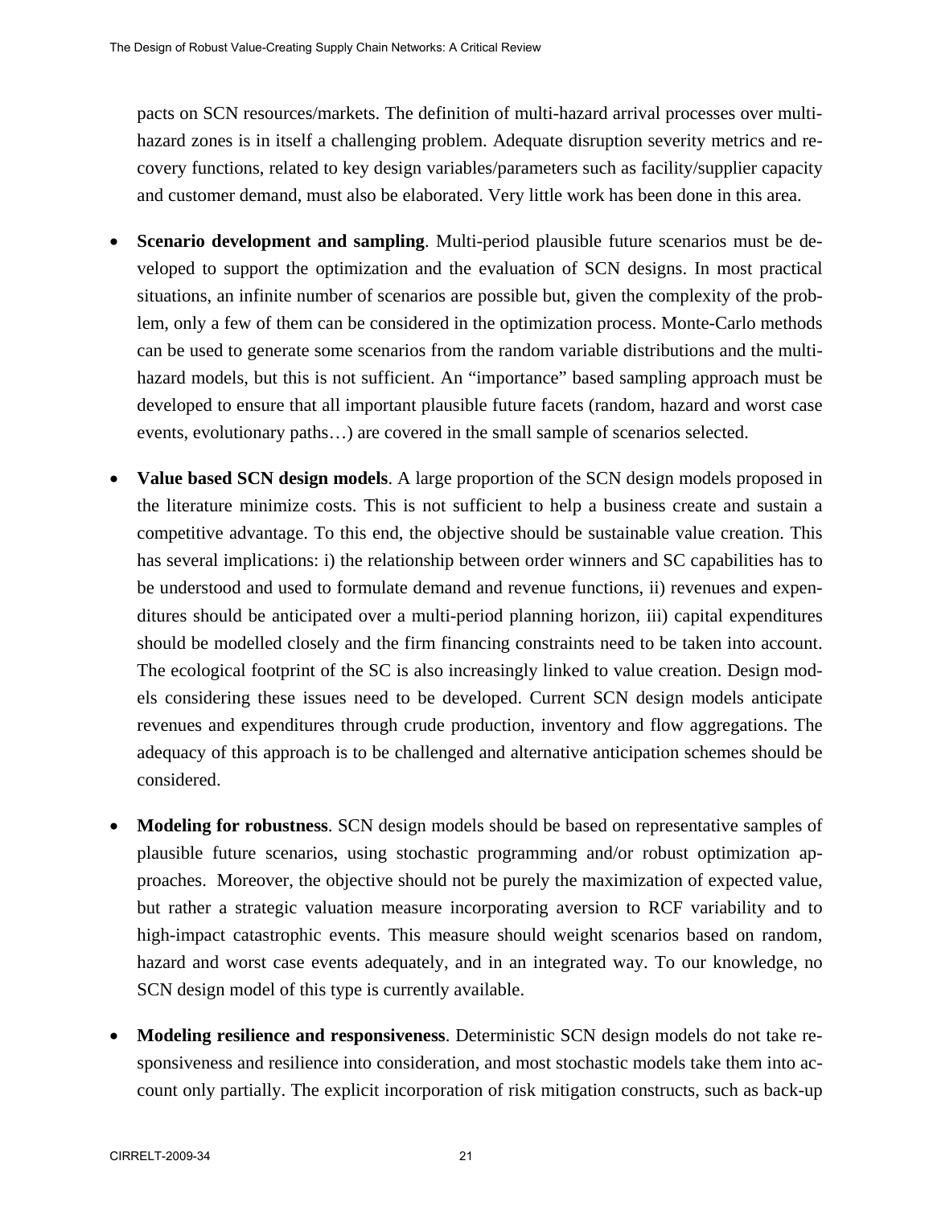pacts on SCN resources/markets. The definition of multi-hazard arrival processes over multi-hazard zones is in itself a challenging problem. Adequate disruption severity metrics and recovery functions, related to key design variables/parameters such as facility/supplier capacity and customer demand, must also be elaborated. Very little work has been done in this area.

- **Scenario development and sampling**. Multi-period plausible future scenarios must be developed to support the optimization and the evaluation of SCN designs. In most practical situations, an infinite number of scenarios are possible but, given the complexity of the problem, only a few of them can be considered in the optimization process. Monte-Carlo methods can be used to generate some scenarios from the random variable distributions and the multi-hazard models, but this is not sufficient. An "importance" based sampling approach must be developed to ensure that all important plausible future facets (random, hazard and worst case events, evolutionary paths…) are covered in the small sample of scenarios selected.

- **Value based SCN design models**. A large proportion of the SCN design models proposed in the literature minimize costs. This is not sufficient to help a business create and sustain a competitive advantage. To this end, the objective should be sustainable value creation. This has several implications: i) the relationship between order winners and SC capabilities has to be understood and used to formulate demand and revenue functions, ii) revenues and expenditures should be anticipated over a multi-period planning horizon, iii) capital expenditures should be modelled closely and the firm financing constraints need to be taken into account. The ecological footprint of the SC is also increasingly linked to value creation. Design models considering these issues need to be developed. Current SCN design models anticipate revenues and expenditures through crude production, inventory and flow aggregations. The adequacy of this approach is to be challenged and alternative anticipation schemes should be considered.

- **Modeling for robustness**. SCN design models should be based on representative samples of plausible future scenarios, using stochastic programming and/or robust optimization approaches. Moreover, the objective should not be purely the maximization of expected value, but rather a strategic valuation measure incorporating aversion to RCF variability and to high-impact catastrophic events. This measure should weight scenarios based on random, hazard and worst case events adequately, and in an integrated way. To our knowledge, no SCN design model of this type is currently available.

- **Modeling resilience and responsiveness**. Deterministic SCN design models do not take responsiveness and resilience into consideration, and most stochastic models take them into account only partially. The explicit incorporation of risk mitigation constructs, such as back-up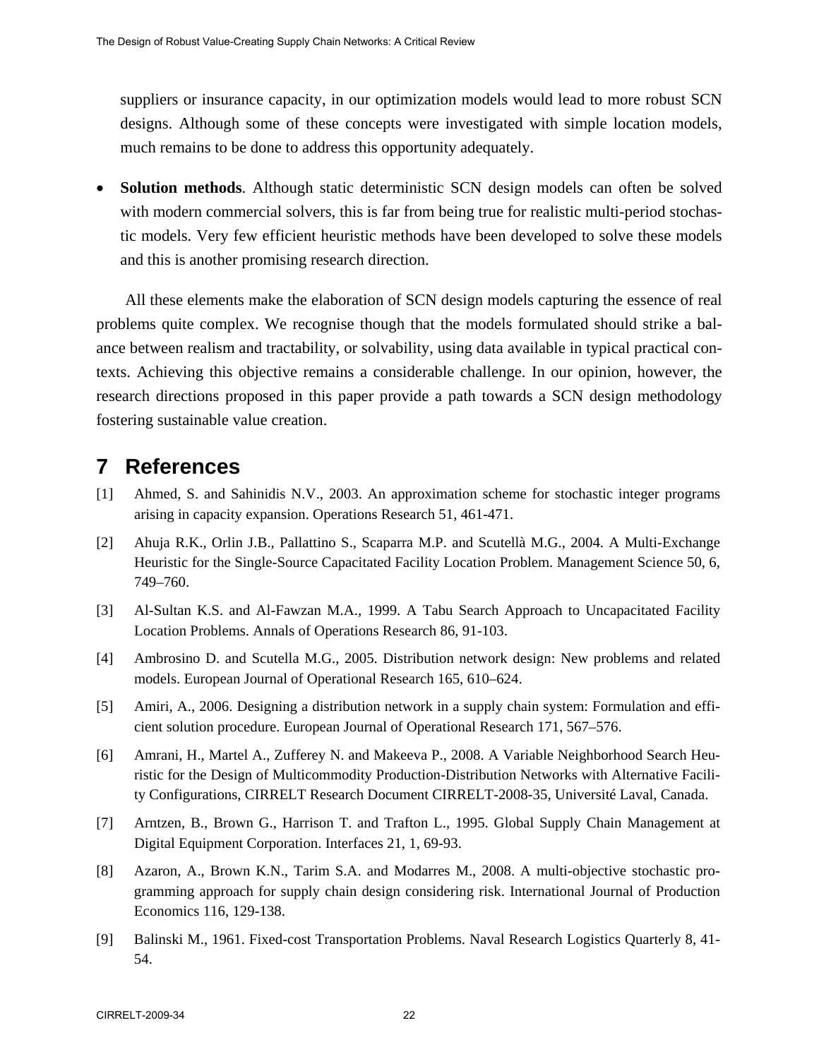suppliers or insurance capacity, in our optimization models would lead to more robust SCN designs. Although some of these concepts were investigated with simple location models, much remains to be done to address this opportunity adequately.

- **Solution methods**. Although static deterministic SCN design models can often be solved with modern commercial solvers, this is far from being true for realistic multi-period stochastic models. Very few efficient heuristic methods have been developed to solve these models and this is another promising research direction.

All these elements make the elaboration of SCN design models capturing the essence of real problems quite complex. We recognise though that the models formulated should strike a balance between realism and tractability, or solvability, using data available in typical practical contexts. Achieving this objective remains a considerable challenge. In our opinion, however, the research directions proposed in this paper provide a path towards a SCN design methodology fostering sustainable value creation.

# 7 References

[1] Ahmed, S. and Sahinidis N.V., 2003. An approximation scheme for stochastic integer programs arising in capacity expansion. Operations Research 51, 461-471.

[2] Ahuja R.K., Orlin J.B., Pallattino S., Scaparra M.P. and Scutellà M.G., 2004. A Multi-Exchange Heuristic for the Single-Source Capacitated Facility Location Problem. Management Science 50, 6, 749–760.

[3] Al-Sultan K.S. and Al-Fawzan M.A., 1999. A Tabu Search Approach to Uncapacitated Facility Location Problems. Annals of Operations Research 86, 91-103.

[4] Ambrosino D. and Scutella M.G., 2005. Distribution network design: New problems and related models. European Journal of Operational Research 165, 610–624.

[5] Amiri, A., 2006. Designing a distribution network in a supply chain system: Formulation and efficient solution procedure. European Journal of Operational Research 171, 567–576.

[6] Amrani, H., Martel A., Zufferey N. and Makeeva P., 2008. A Variable Neighborhood Search Heuristic for the Design of Multicommodity Production-Distribution Networks with Alternative Facility Configurations, CIRRELT Research Document CIRRELT-2008-35, Université Laval, Canada.

[7] Arntzen, B., Brown G., Harrison T. and Trafton L., 1995. Global Supply Chain Management at Digital Equipment Corporation. Interfaces 21, 1, 69-93.

[8] Azaron, A., Brown K.N., Tarim S.A. and Modarres M., 2008. A multi-objective stochastic programming approach for supply chain design considering risk. International Journal of Production Economics 116, 129-138.

[9] Balinski M., 1961. Fixed-cost Transportation Problems. Naval Research Logistics Quarterly 8, 41-54.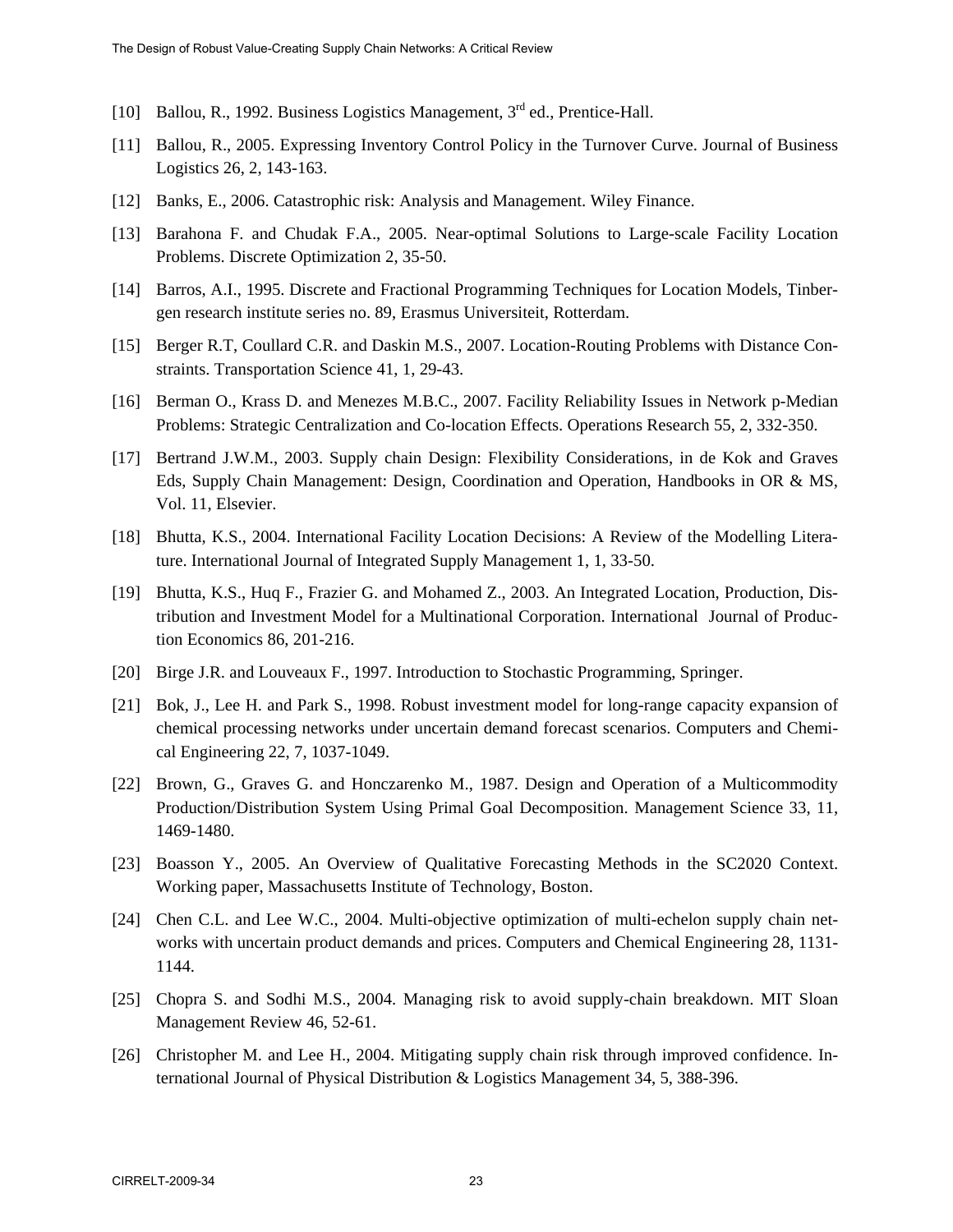[10] Ballou, R., 1992. Business Logistics Management, 3rd ed., Prentice-Hall.

[11] Ballou, R., 2005. Expressing Inventory Control Policy in the Turnover Curve. Journal of Business Logistics 26, 2, 143-163.

[12] Banks, E., 2006. Catastrophic risk: Analysis and Management. Wiley Finance.

[13] Barahona F. and Chudak F.A., 2005. Near-optimal Solutions to Large-scale Facility Location Problems. Discrete Optimization 2, 35-50.

[14] Barros, A.I., 1995. Discrete and Fractional Programming Techniques for Location Models, Tinbergen research institute series no. 89, Erasmus Universiteit, Rotterdam.

[15] Berger R.T, Coullard C.R. and Daskin M.S., 2007. Location-Routing Problems with Distance Constraints. Transportation Science 41, 1, 29-43.

[16] Berman O., Krass D. and Menezes M.B.C., 2007. Facility Reliability Issues in Network p-Median Problems: Strategic Centralization and Co-location Effects. Operations Research 55, 2, 332-350.

[17] Bertrand J.W.M., 2003. Supply chain Design: Flexibility Considerations, in de Kok and Graves Eds, Supply Chain Management: Design, Coordination and Operation, Handbooks in OR & MS, Vol. 11, Elsevier.

[18] Bhutta, K.S., 2004. International Facility Location Decisions: A Review of the Modelling Literature. International Journal of Integrated Supply Management 1, 1, 33-50.

[19] Bhutta, K.S., Huq F., Frazier G. and Mohamed Z., 2003. An Integrated Location, Production, Distribution and Investment Model for a Multinational Corporation. International Journal of Production Economics 86, 201-216.

[20] Birge J.R. and Louveaux F., 1997. Introduction to Stochastic Programming, Springer.

[21] Bok, J., Lee H. and Park S., 1998. Robust investment model for long-range capacity expansion of chemical processing networks under uncertain demand forecast scenarios. Computers and Chemical Engineering 22, 7, 1037-1049.

[22] Brown, G., Graves G. and Honczarenko M., 1987. Design and Operation of a Multicommodity Production/Distribution System Using Primal Goal Decomposition. Management Science 33, 11, 1469-1480.

[23] Boasson Y., 2005. An Overview of Qualitative Forecasting Methods in the SC2020 Context. Working paper, Massachusetts Institute of Technology, Boston.

[24] Chen C.L. and Lee W.C., 2004. Multi-objective optimization of multi-echelon supply chain networks with uncertain product demands and prices. Computers and Chemical Engineering 28, 1131-1144.

[25] Chopra S. and Sodhi M.S., 2004. Managing risk to avoid supply-chain breakdown. MIT Sloan Management Review 46, 52-61.

[26] Christopher M. and Lee H., 2004. Mitigating supply chain risk through improved confidence. International Journal of Physical Distribution & Logistics Management 34, 5, 388-396.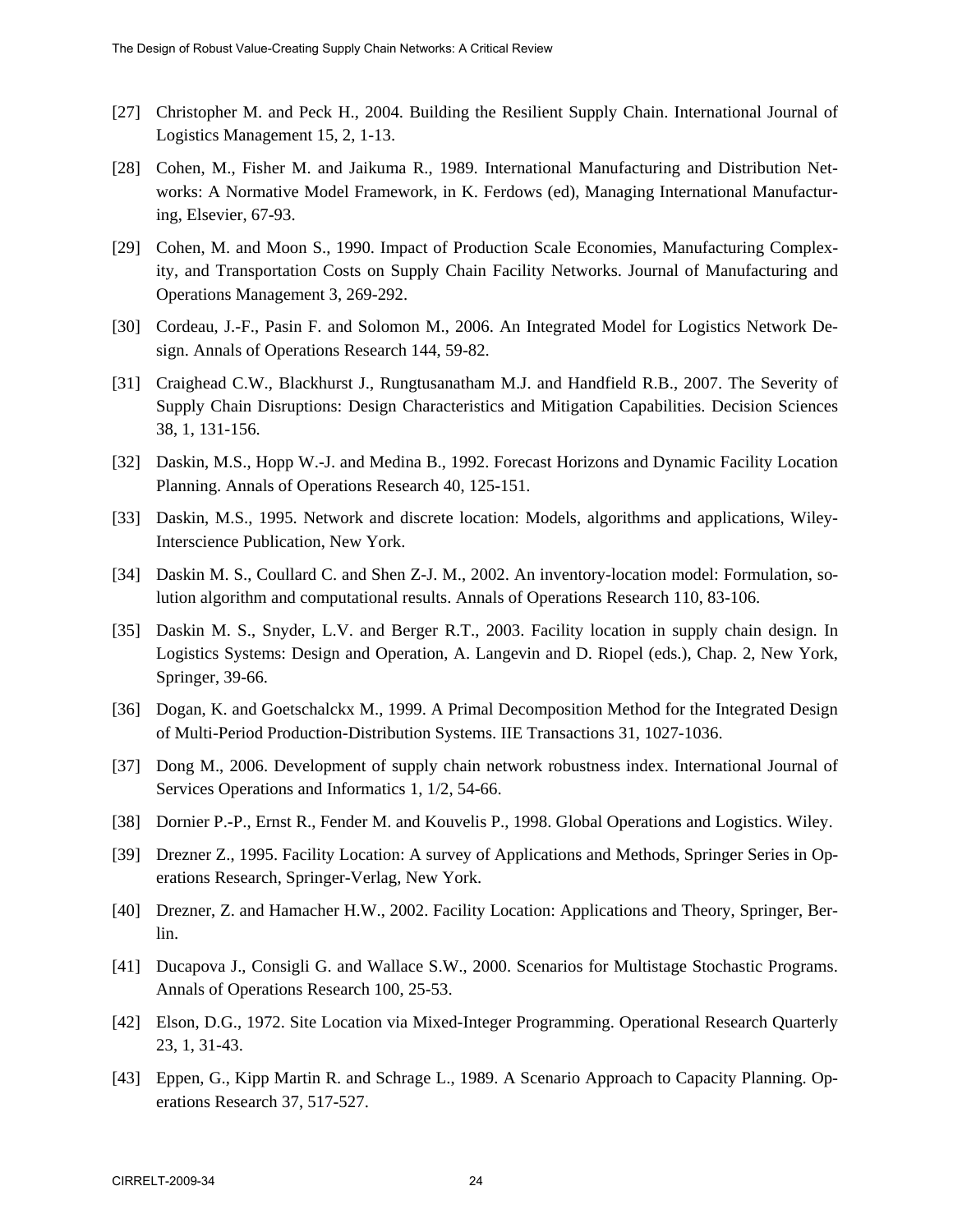[27] Christopher M. and Peck H., 2004. Building the Resilient Supply Chain. International Journal of Logistics Management 15, 2, 1-13.

[28] Cohen, M., Fisher M. and Jaikuma R., 1989. International Manufacturing and Distribution Networks: A Normative Model Framework, in K. Ferdows (ed), Managing International Manufacturing, Elsevier, 67-93.

[29] Cohen, M. and Moon S., 1990. Impact of Production Scale Economies, Manufacturing Complexity, and Transportation Costs on Supply Chain Facility Networks. Journal of Manufacturing and Operations Management 3, 269-292.

[30] Cordeau, J.-F., Pasin F. and Solomon M., 2006. An Integrated Model for Logistics Network Design. Annals of Operations Research 144, 59-82.

[31] Craighead C.W., Blackhurst J., Rungtusanatham M.J. and Handfield R.B., 2007. The Severity of Supply Chain Disruptions: Design Characteristics and Mitigation Capabilities. Decision Sciences 38, 1, 131-156.

[32] Daskin, M.S., Hopp W.-J. and Medina B., 1992. Forecast Horizons and Dynamic Facility Location Planning. Annals of Operations Research 40, 125-151.

[33] Daskin, M.S., 1995. Network and discrete location: Models, algorithms and applications, Wiley-Interscience Publication, New York.

[34] Daskin M. S., Coullard C. and Shen Z-J. M., 2002. An inventory-location model: Formulation, solution algorithm and computational results. Annals of Operations Research 110, 83-106.

[35] Daskin M. S., Snyder, L.V. and Berger R.T., 2003. Facility location in supply chain design. In Logistics Systems: Design and Operation, A. Langevin and D. Riopel (eds.), Chap. 2, New York, Springer, 39-66.

[36] Dogan, K. and Goetschalckx M., 1999. A Primal Decomposition Method for the Integrated Design of Multi-Period Production-Distribution Systems. IIE Transactions 31, 1027-1036.

[37] Dong M., 2006. Development of supply chain network robustness index. International Journal of Services Operations and Informatics 1, 1/2, 54-66.

[38] Dornier P.-P., Ernst R., Fender M. and Kouvelis P., 1998. Global Operations and Logistics. Wiley.

[39] Drezner Z., 1995. Facility Location: A survey of Applications and Methods, Springer Series in Operations Research, Springer-Verlag, New York.

[40] Drezner, Z. and Hamacher H.W., 2002. Facility Location: Applications and Theory, Springer, Berlin.

[41] Ducapova J., Consigli G. and Wallace S.W., 2000. Scenarios for Multistage Stochastic Programs. Annals of Operations Research 100, 25-53.

[42] Elson, D.G., 1972. Site Location via Mixed-Integer Programming. Operational Research Quarterly 23, 1, 31-43.

[43] Eppen, G., Kipp Martin R. and Schrage L., 1989. A Scenario Approach to Capacity Planning. Operations Research 37, 517-527.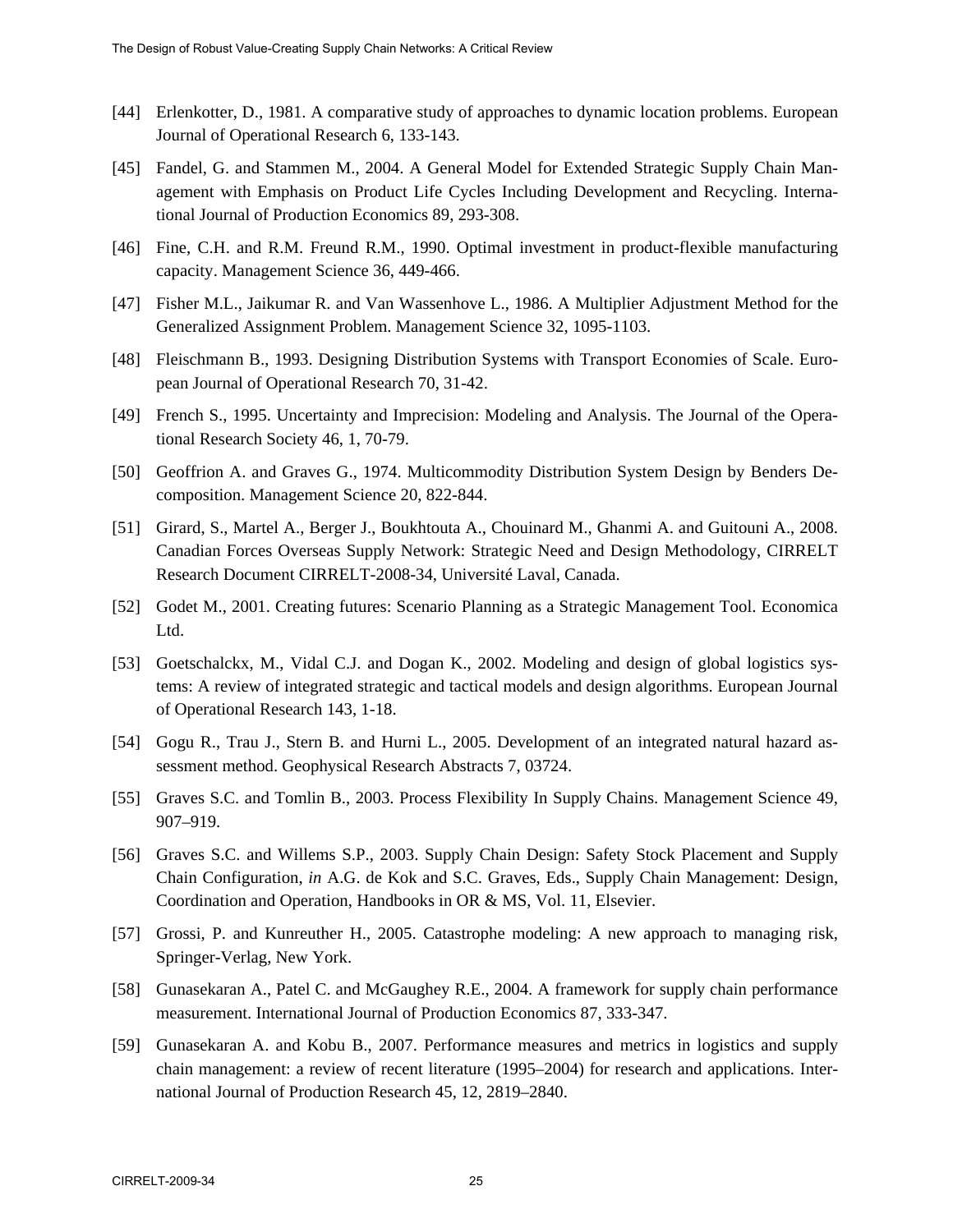[44] Erlenkotter, D., 1981. A comparative study of approaches to dynamic location problems. European Journal of Operational Research 6, 133-143.

[45] Fandel, G. and Stammen M., 2004. A General Model for Extended Strategic Supply Chain Management with Emphasis on Product Life Cycles Including Development and Recycling. International Journal of Production Economics 89, 293-308.

[46] Fine, C.H. and R.M. Freund R.M., 1990. Optimal investment in product-flexible manufacturing capacity. Management Science 36, 449-466.

[47] Fisher M.L., Jaikumar R. and Van Wassenhove L., 1986. A Multiplier Adjustment Method for the Generalized Assignment Problem. Management Science 32, 1095-1103.

[48] Fleischmann B., 1993. Designing Distribution Systems with Transport Economies of Scale. European Journal of Operational Research 70, 31-42.

[49] French S., 1995. Uncertainty and Imprecision: Modeling and Analysis. The Journal of the Operational Research Society 46, 1, 70-79.

[50] Geoffrion A. and Graves G., 1974. Multicommodity Distribution System Design by Benders Decomposition. Management Science 20, 822-844.

[51] Girard, S., Martel A., Berger J., Boukhtouta A., Chouinard M., Ghanmi A. and Guitouni A., 2008. Canadian Forces Overseas Supply Network: Strategic Need and Design Methodology, CIRRELT Research Document CIRRELT-2008-34, Université Laval, Canada.

[52] Godet M., 2001. Creating futures: Scenario Planning as a Strategic Management Tool. Economica Ltd.

[53] Goetschalckx, M., Vidal C.J. and Dogan K., 2002. Modeling and design of global logistics systems: A review of integrated strategic and tactical models and design algorithms. European Journal of Operational Research 143, 1-18.

[54] Gogu R., Trau J., Stern B. and Hurni L., 2005. Development of an integrated natural hazard assessment method. Geophysical Research Abstracts 7, 03724.

[55] Graves S.C. and Tomlin B., 2003. Process Flexibility In Supply Chains. Management Science 49, 907–919.

[56] Graves S.C. and Willems S.P., 2003. Supply Chain Design: Safety Stock Placement and Supply Chain Configuration, *in* A.G. de Kok and S.C. Graves, Eds., Supply Chain Management: Design, Coordination and Operation, Handbooks in OR & MS, Vol. 11, Elsevier.

[57] Grossi, P. and Kunreuther H., 2005. Catastrophe modeling: A new approach to managing risk, Springer-Verlag, New York.

[58] Gunasekaran A., Patel C. and McGaughey R.E., 2004. A framework for supply chain performance measurement. International Journal of Production Economics 87, 333-347.

[59] Gunasekaran A. and Kobu B., 2007. Performance measures and metrics in logistics and supply chain management: a review of recent literature (1995–2004) for research and applications. International Journal of Production Research 45, 12, 2819–2840.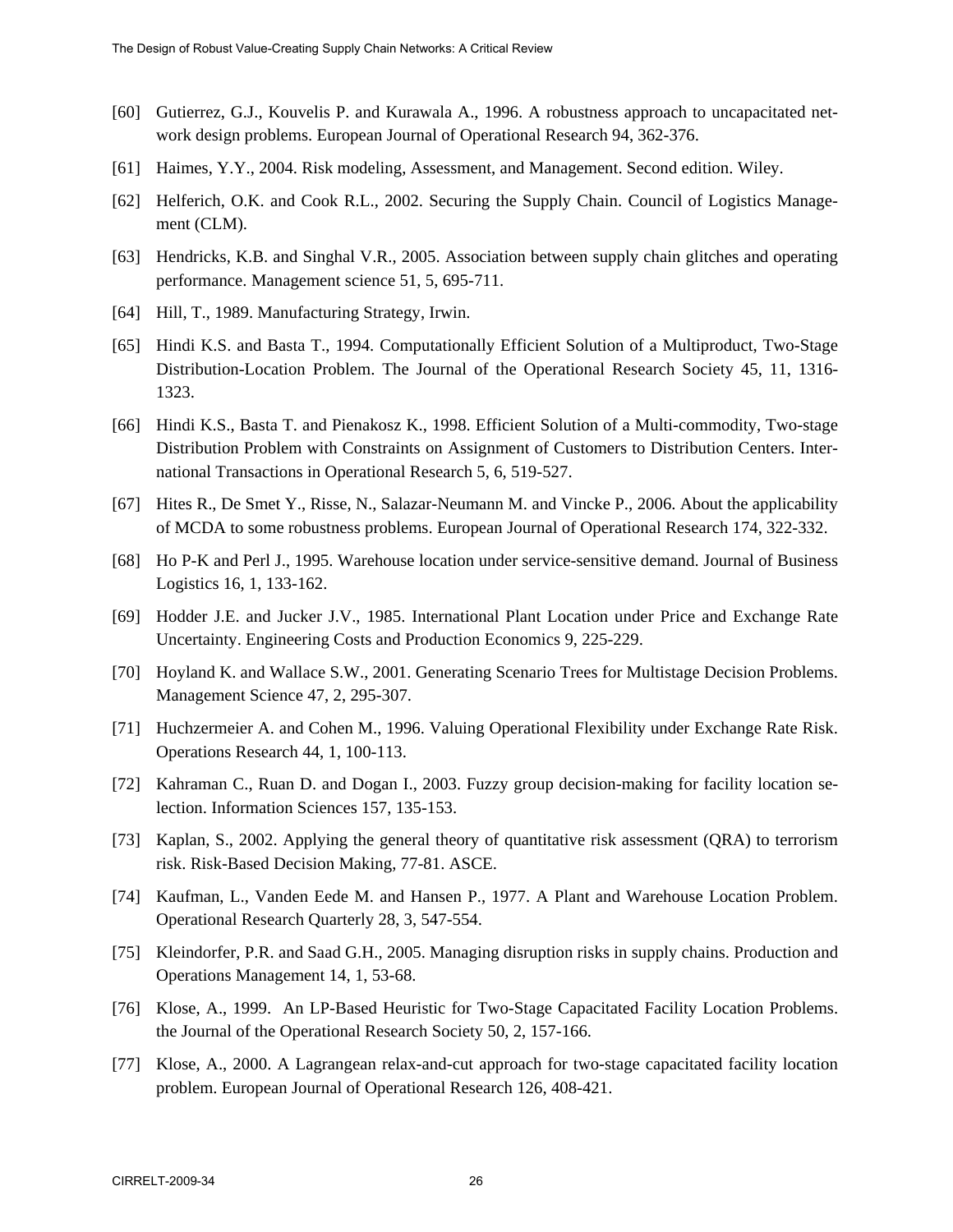[60] Gutierrez, G.J., Kouvelis P. and Kurawala A., 1996. A robustness approach to uncapacitated network design problems. European Journal of Operational Research 94, 362-376.

[61] Haimes, Y.Y., 2004. Risk modeling, Assessment, and Management. Second edition. Wiley.

[62] Helferich, O.K. and Cook R.L., 2002. Securing the Supply Chain. Council of Logistics Management (CLM).

[63] Hendricks, K.B. and Singhal V.R., 2005. Association between supply chain glitches and operating performance. Management science 51, 5, 695-711.

[64] Hill, T., 1989. Manufacturing Strategy, Irwin.

[65] Hindi K.S. and Basta T., 1994. Computationally Efficient Solution of a Multiproduct, Two-Stage Distribution-Location Problem. The Journal of the Operational Research Society 45, 11, 1316-1323.

[66] Hindi K.S., Basta T. and Pienakosz K., 1998. Efficient Solution of a Multi-commodity, Two-stage Distribution Problem with Constraints on Assignment of Customers to Distribution Centers. International Transactions in Operational Research 5, 6, 519-527.

[67] Hites R., De Smet Y., Risse, N., Salazar-Neumann M. and Vincke P., 2006. About the applicability of MCDA to some robustness problems. European Journal of Operational Research 174, 322-332.

[68] Ho P-K and Perl J., 1995. Warehouse location under service-sensitive demand. Journal of Business Logistics 16, 1, 133-162.

[69] Hodder J.E. and Jucker J.V., 1985. International Plant Location under Price and Exchange Rate Uncertainty. Engineering Costs and Production Economics 9, 225-229.

[70] Hoyland K. and Wallace S.W., 2001. Generating Scenario Trees for Multistage Decision Problems. Management Science 47, 2, 295-307.

[71] Huchzermeier A. and Cohen M., 1996. Valuing Operational Flexibility under Exchange Rate Risk. Operations Research 44, 1, 100-113.

[72] Kahraman C., Ruan D. and Dogan I., 2003. Fuzzy group decision-making for facility location selection. Information Sciences 157, 135-153.

[73] Kaplan, S., 2002. Applying the general theory of quantitative risk assessment (QRA) to terrorism risk. Risk-Based Decision Making, 77-81. ASCE.

[74] Kaufman, L., Vanden Eede M. and Hansen P., 1977. A Plant and Warehouse Location Problem. Operational Research Quarterly 28, 3, 547-554.

[75] Kleindorfer, P.R. and Saad G.H., 2005. Managing disruption risks in supply chains. Production and Operations Management 14, 1, 53-68.

[76] Klose, A., 1999. An LP-Based Heuristic for Two-Stage Capacitated Facility Location Problems. the Journal of the Operational Research Society 50, 2, 157-166.

[77] Klose, A., 2000. A Lagrangean relax-and-cut approach for two-stage capacitated facility location problem. European Journal of Operational Research 126, 408-421.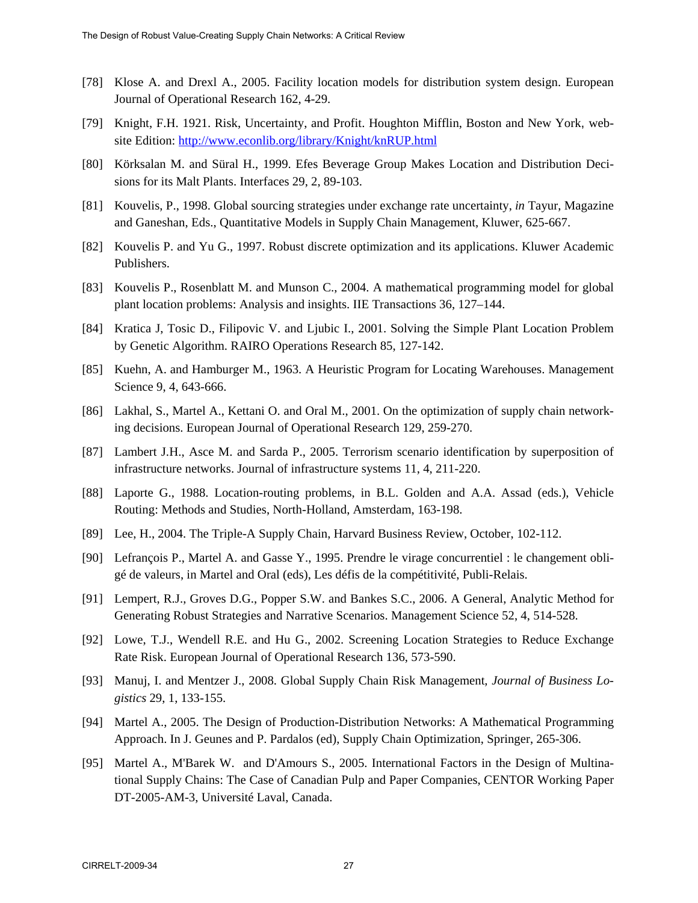[78] Klose A. and Drexl A., 2005. Facility location models for distribution system design. European Journal of Operational Research 162, 4-29.

[79] Knight, F.H. 1921. Risk, Uncertainty, and Profit. Houghton Mifflin, Boston and New York, web-site Edition: http://www.econlib.org/library/Knight/knRUP.html

[80] Körksalan M. and Süral H., 1999. Efes Beverage Group Makes Location and Distribution Decisions for its Malt Plants. Interfaces 29, 2, 89-103.

[81] Kouvelis, P., 1998. Global sourcing strategies under exchange rate uncertainty, *in* Tayur, Magazine and Ganeshan, Eds., Quantitative Models in Supply Chain Management, Kluwer, 625-667.

[82] Kouvelis P. and Yu G., 1997. Robust discrete optimization and its applications. Kluwer Academic Publishers.

[83] Kouvelis P., Rosenblatt M. and Munson C., 2004. A mathematical programming model for global plant location problems: Analysis and insights. IIE Transactions 36, 127–144.

[84] Kratica J, Tosic D., Filipovic V. and Ljubic I., 2001. Solving the Simple Plant Location Problem by Genetic Algorithm. RAIRO Operations Research 85, 127-142.

[85] Kuehn, A. and Hamburger M., 1963. A Heuristic Program for Locating Warehouses. Management Science 9, 4, 643-666.

[86] Lakhal, S., Martel A., Kettani O. and Oral M., 2001. On the optimization of supply chain networking decisions. European Journal of Operational Research 129, 259-270.

[87] Lambert J.H., Asce M. and Sarda P., 2005. Terrorism scenario identification by superposition of infrastructure networks. Journal of infrastructure systems 11, 4, 211-220.

[88] Laporte G., 1988. Location-routing problems, in B.L. Golden and A.A. Assad (eds.), Vehicle Routing: Methods and Studies, North-Holland, Amsterdam, 163-198.

[89] Lee, H., 2004. The Triple-A Supply Chain, Harvard Business Review, October, 102-112.

[90] Lefrançois P., Martel A. and Gasse Y., 1995. Prendre le virage concurrentiel : le changement obligé de valeurs, in Martel and Oral (eds), Les défis de la compétitivité, Publi-Relais.

[91] Lempert, R.J., Groves D.G., Popper S.W. and Bankes S.C., 2006. A General, Analytic Method for Generating Robust Strategies and Narrative Scenarios. Management Science 52, 4, 514-528.

[92] Lowe, T.J., Wendell R.E. and Hu G., 2002. Screening Location Strategies to Reduce Exchange Rate Risk. European Journal of Operational Research 136, 573-590.

[93] Manuj, I. and Mentzer J., 2008. Global Supply Chain Risk Management, *Journal of Business Logistics* 29, 1, 133-155.

[94] Martel A., 2005. The Design of Production-Distribution Networks: A Mathematical Programming Approach. In J. Geunes and P. Pardalos (ed), Supply Chain Optimization, Springer, 265-306.

[95] Martel A., M'Barek W. and D'Amours S., 2005. International Factors in the Design of Multinational Supply Chains: The Case of Canadian Pulp and Paper Companies, CENTOR Working Paper DT-2005-AM-3, Université Laval, Canada.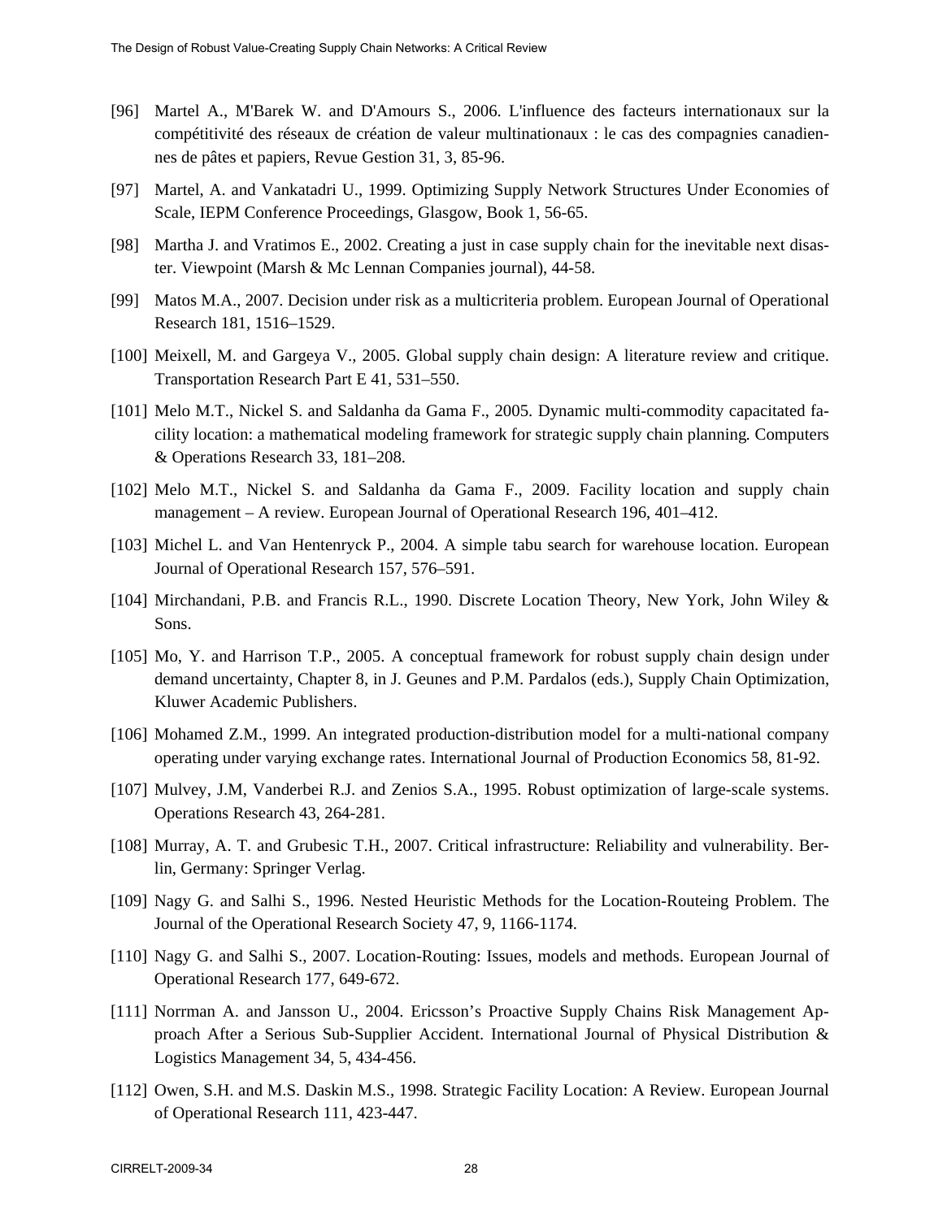[96] Martel A., M'Barek W. and D'Amours S., 2006. L'influence des facteurs internationaux sur la compétitivité des réseaux de création de valeur multinationaux : le cas des compagnies canadiennes de pâtes et papiers, Revue Gestion 31, 3, 85-96.

[97] Martel, A. and Vankatadri U., 1999. Optimizing Supply Network Structures Under Economies of Scale, IEPM Conference Proceedings, Glasgow, Book 1, 56-65.

[98] Martha J. and Vratimos E., 2002. Creating a just in case supply chain for the inevitable next disaster. Viewpoint (Marsh & Mc Lennan Companies journal), 44-58.

[99] Matos M.A., 2007. Decision under risk as a multicriteria problem. European Journal of Operational Research 181, 1516–1529.

[100] Meixell, M. and Gargeya V., 2005. Global supply chain design: A literature review and critique. Transportation Research Part E 41, 531–550.

[101] Melo M.T., Nickel S. and Saldanha da Gama F., 2005. Dynamic multi-commodity capacitated facility location: a mathematical modeling framework for strategic supply chain planning. Computers & Operations Research 33, 181–208.

[102] Melo M.T., Nickel S. and Saldanha da Gama F., 2009. Facility location and supply chain management – A review. European Journal of Operational Research 196, 401–412.

[103] Michel L. and Van Hentenryck P., 2004. A simple tabu search for warehouse location. European Journal of Operational Research 157, 576–591.

[104] Mirchandani, P.B. and Francis R.L., 1990. Discrete Location Theory, New York, John Wiley & Sons.

[105] Mo, Y. and Harrison T.P., 2005. A conceptual framework for robust supply chain design under demand uncertainty, Chapter 8, in J. Geunes and P.M. Pardalos (eds.), Supply Chain Optimization, Kluwer Academic Publishers.

[106] Mohamed Z.M., 1999. An integrated production-distribution model for a multi-national company operating under varying exchange rates. International Journal of Production Economics 58, 81-92.

[107] Mulvey, J.M, Vanderbei R.J. and Zenios S.A., 1995. Robust optimization of large-scale systems. Operations Research 43, 264-281.

[108] Murray, A. T. and Grubesic T.H., 2007. Critical infrastructure: Reliability and vulnerability. Berlin, Germany: Springer Verlag.

[109] Nagy G. and Salhi S., 1996. Nested Heuristic Methods for the Location-Routeing Problem. The Journal of the Operational Research Society 47, 9, 1166-1174.

[110] Nagy G. and Salhi S., 2007. Location-Routing: Issues, models and methods. European Journal of Operational Research 177, 649-672.

[111] Norrman A. and Jansson U., 2004. Ericsson's Proactive Supply Chains Risk Management Approach After a Serious Sub-Supplier Accident. International Journal of Physical Distribution & Logistics Management 34, 5, 434-456.

[112] Owen, S.H. and M.S. Daskin M.S., 1998. Strategic Facility Location: A Review. European Journal of Operational Research 111, 423-447.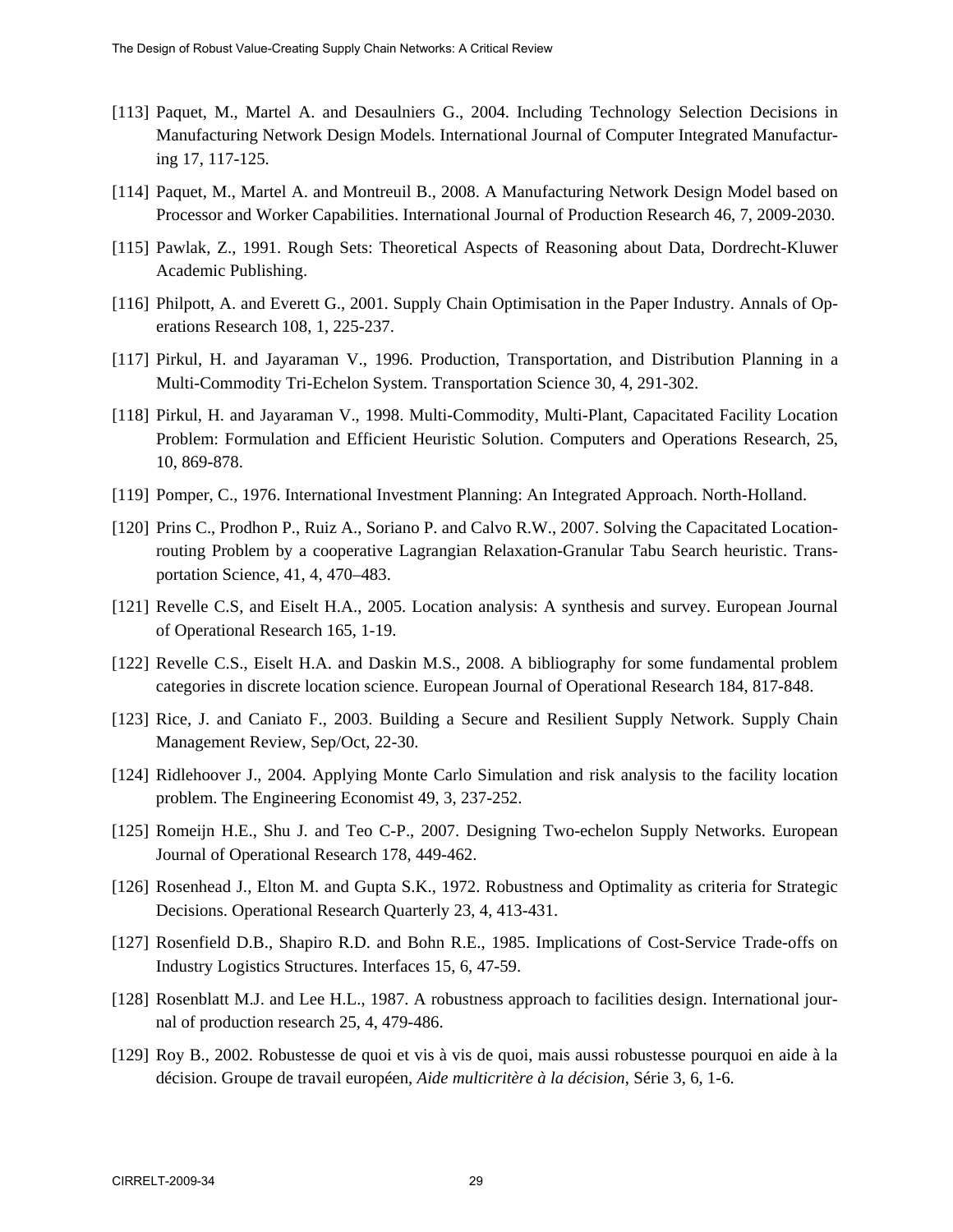[113] Paquet, M., Martel A. and Desaulniers G., 2004. Including Technology Selection Decisions in Manufacturing Network Design Models. International Journal of Computer Integrated Manufacturing 17, 117-125.

[114] Paquet, M., Martel A. and Montreuil B., 2008. A Manufacturing Network Design Model based on Processor and Worker Capabilities. International Journal of Production Research 46, 7, 2009-2030.

[115] Pawlak, Z., 1991. Rough Sets: Theoretical Aspects of Reasoning about Data, Dordrecht-Kluwer Academic Publishing.

[116] Philpott, A. and Everett G., 2001. Supply Chain Optimisation in the Paper Industry. Annals of Operations Research 108, 1, 225-237.

[117] Pirkul, H. and Jayaraman V., 1996. Production, Transportation, and Distribution Planning in a Multi-Commodity Tri-Echelon System. Transportation Science 30, 4, 291-302.

[118] Pirkul, H. and Jayaraman V., 1998. Multi-Commodity, Multi-Plant, Capacitated Facility Location Problem: Formulation and Efficient Heuristic Solution. Computers and Operations Research, 25, 10, 869-878.

[119] Pomper, C., 1976. International Investment Planning: An Integrated Approach. North-Holland.

[120] Prins C., Prodhon P., Ruiz A., Soriano P. and Calvo R.W., 2007. Solving the Capacitated Location-routing Problem by a cooperative Lagrangian Relaxation-Granular Tabu Search heuristic. Transportation Science, 41, 4, 470–483.

[121] Revelle C.S, and Eiselt H.A., 2005. Location analysis: A synthesis and survey. European Journal of Operational Research 165, 1-19.

[122] Revelle C.S., Eiselt H.A. and Daskin M.S., 2008. A bibliography for some fundamental problem categories in discrete location science. European Journal of Operational Research 184, 817-848.

[123] Rice, J. and Caniato F., 2003. Building a Secure and Resilient Supply Network. Supply Chain Management Review, Sep/Oct, 22-30.

[124] Ridlehoover J., 2004. Applying Monte Carlo Simulation and risk analysis to the facility location problem. The Engineering Economist 49, 3, 237-252.

[125] Romeijn H.E., Shu J. and Teo C-P., 2007. Designing Two-echelon Supply Networks. European Journal of Operational Research 178, 449-462.

[126] Rosenhead J., Elton M. and Gupta S.K., 1972. Robustness and Optimality as criteria for Strategic Decisions. Operational Research Quarterly 23, 4, 413-431.

[127] Rosenfield D.B., Shapiro R.D. and Bohn R.E., 1985. Implications of Cost-Service Trade-offs on Industry Logistics Structures. Interfaces 15, 6, 47-59.

[128] Rosenblatt M.J. and Lee H.L., 1987. A robustness approach to facilities design. International journal of production research 25, 4, 479-486.

[129] Roy B., 2002. Robustesse de quoi et vis à vis de quoi, mais aussi robustesse pourquoi en aide à la décision. Groupe de travail européen, *Aide multicritère à la décision*, Série 3, 6, 1-6.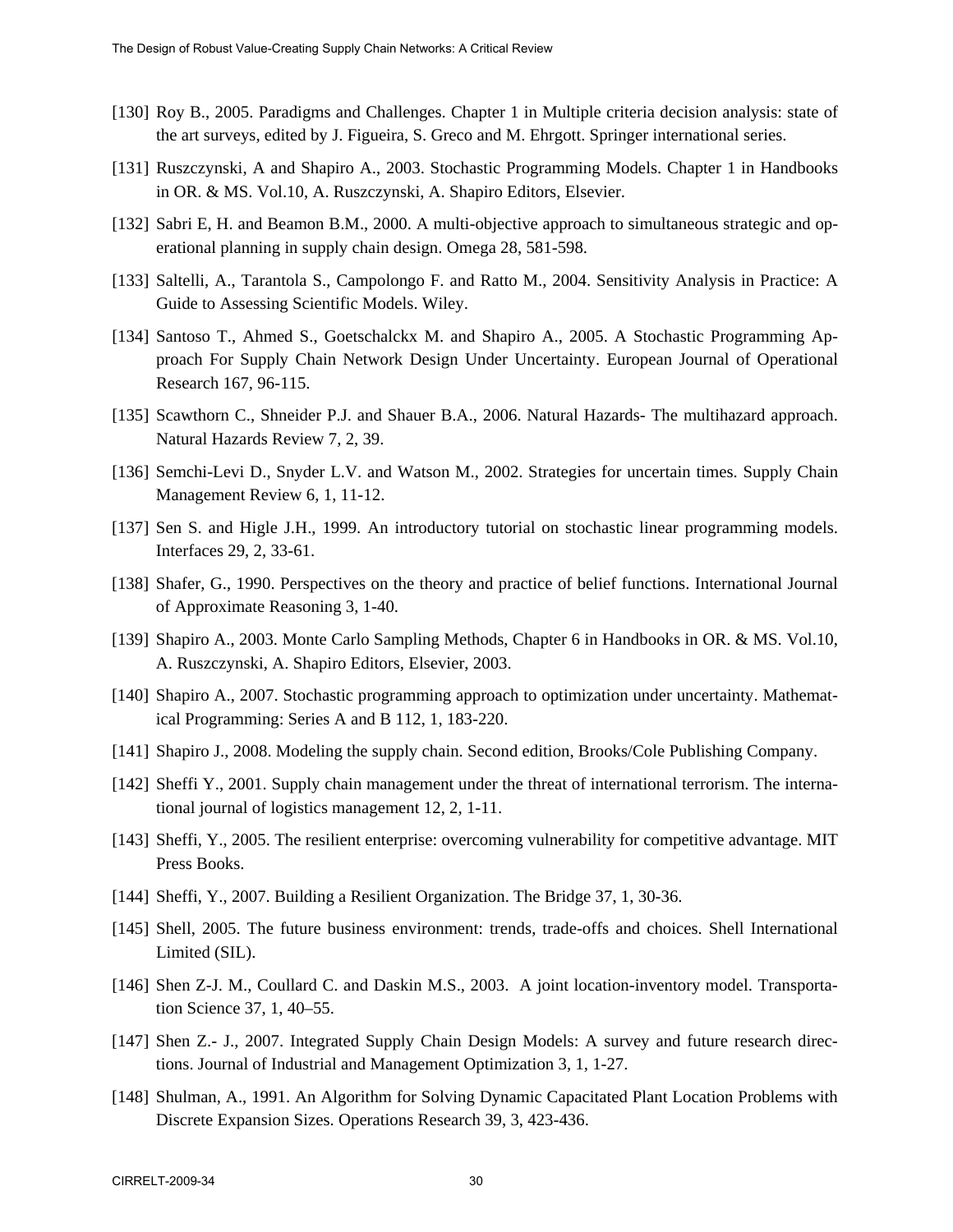[130] Roy B., 2005. Paradigms and Challenges. Chapter 1 in Multiple criteria decision analysis: state of the art surveys, edited by J. Figueira, S. Greco and M. Ehrgott. Springer international series.

[131] Ruszczynski, A and Shapiro A., 2003. Stochastic Programming Models. Chapter 1 in Handbooks in OR. & MS. Vol.10, A. Ruszczynski, A. Shapiro Editors, Elsevier.

[132] Sabri E, H. and Beamon B.M., 2000. A multi-objective approach to simultaneous strategic and operational planning in supply chain design. Omega 28, 581-598.

[133] Saltelli, A., Tarantola S., Campolongo F. and Ratto M., 2004. Sensitivity Analysis in Practice: A Guide to Assessing Scientific Models. Wiley.

[134] Santoso T., Ahmed S., Goetschalckx M. and Shapiro A., 2005. A Stochastic Programming Approach For Supply Chain Network Design Under Uncertainty. European Journal of Operational Research 167, 96-115.

[135] Scawthorn C., Shneider P.J. and Shauer B.A., 2006. Natural Hazards- The multihazard approach. Natural Hazards Review 7, 2, 39.

[136] Semchi-Levi D., Snyder L.V. and Watson M., 2002. Strategies for uncertain times. Supply Chain Management Review 6, 1, 11-12.

[137] Sen S. and Higle J.H., 1999. An introductory tutorial on stochastic linear programming models. Interfaces 29, 2, 33-61.

[138] Shafer, G., 1990. Perspectives on the theory and practice of belief functions. International Journal of Approximate Reasoning 3, 1-40.

[139] Shapiro A., 2003. Monte Carlo Sampling Methods, Chapter 6 in Handbooks in OR. & MS. Vol.10, A. Ruszczynski, A. Shapiro Editors, Elsevier, 2003.

[140] Shapiro A., 2007. Stochastic programming approach to optimization under uncertainty. Mathematical Programming: Series A and B 112, 1, 183-220.

[141] Shapiro J., 2008. Modeling the supply chain. Second edition, Brooks/Cole Publishing Company.

[142] Sheffi Y., 2001. Supply chain management under the threat of international terrorism. The international journal of logistics management 12, 2, 1-11.

[143] Sheffi, Y., 2005. The resilient enterprise: overcoming vulnerability for competitive advantage. MIT Press Books.

[144] Sheffi, Y., 2007. Building a Resilient Organization. The Bridge 37, 1, 30-36.

[145] Shell, 2005. The future business environment: trends, trade-offs and choices. Shell International Limited (SIL).

[146] Shen Z-J. M., Coullard C. and Daskin M.S., 2003. A joint location-inventory model. Transportation Science 37, 1, 40–55.

[147] Shen Z.- J., 2007. Integrated Supply Chain Design Models: A survey and future research directions. Journal of Industrial and Management Optimization 3, 1, 1-27.

[148] Shulman, A., 1991. An Algorithm for Solving Dynamic Capacitated Plant Location Problems with Discrete Expansion Sizes. Operations Research 39, 3, 423-436.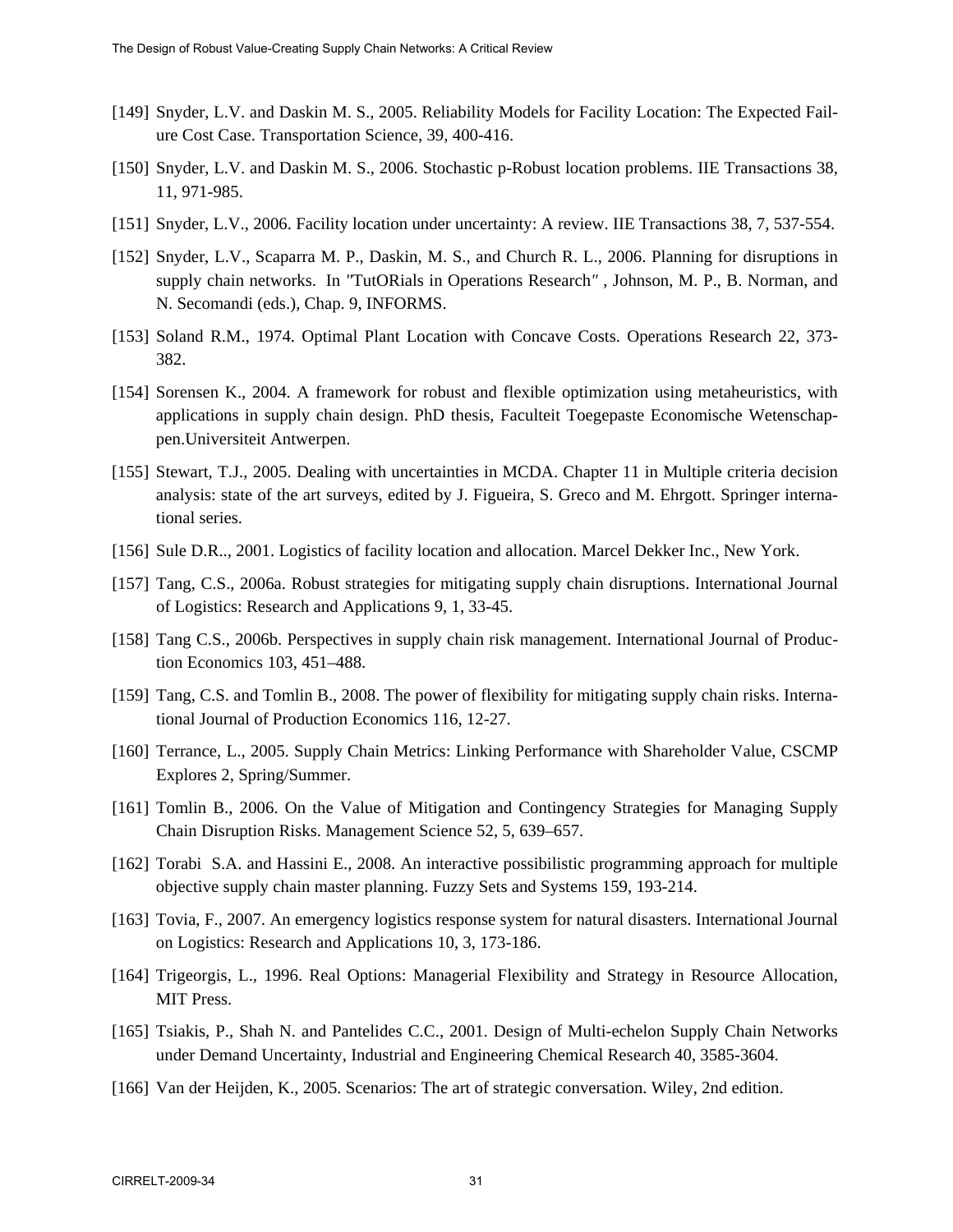[149] Snyder, L.V. and Daskin M. S., 2005. Reliability Models for Facility Location: The Expected Failure Cost Case. Transportation Science, 39, 400-416.

[150] Snyder, L.V. and Daskin M. S., 2006. Stochastic p-Robust location problems. IIE Transactions 38, 11, 971-985.

[151] Snyder, L.V., 2006. Facility location under uncertainty: A review. IIE Transactions 38, 7, 537-554.

[152] Snyder, L.V., Scaparra M. P., Daskin, M. S., and Church R. L., 2006. Planning for disruptions in supply chain networks. In "TutORials in Operations Research" , Johnson, M. P., B. Norman, and N. Secomandi (eds.), Chap. 9, INFORMS.

[153] Soland R.M., 1974. Optimal Plant Location with Concave Costs. Operations Research 22, 373-382.

[154] Sorensen K., 2004. A framework for robust and flexible optimization using metaheuristics, with applications in supply chain design. PhD thesis, Faculteit Toegepaste Economische Wetenschappen.Universiteit Antwerpen.

[155] Stewart, T.J., 2005. Dealing with uncertainties in MCDA. Chapter 11 in Multiple criteria decision analysis: state of the art surveys, edited by J. Figueira, S. Greco and M. Ehrgott. Springer international series.

[156] Sule D.R.., 2001. Logistics of facility location and allocation. Marcel Dekker Inc., New York.

[157] Tang, C.S., 2006a. Robust strategies for mitigating supply chain disruptions. International Journal of Logistics: Research and Applications 9, 1, 33-45.

[158] Tang C.S., 2006b. Perspectives in supply chain risk management. International Journal of Production Economics 103, 451–488.

[159] Tang, C.S. and Tomlin B., 2008. The power of flexibility for mitigating supply chain risks. International Journal of Production Economics 116, 12-27.

[160] Terrance, L., 2005. Supply Chain Metrics: Linking Performance with Shareholder Value, CSCMP Explores 2, Spring/Summer.

[161] Tomlin B., 2006. On the Value of Mitigation and Contingency Strategies for Managing Supply Chain Disruption Risks. Management Science 52, 5, 639–657.

[162] Torabi S.A. and Hassini E., 2008. An interactive possibilistic programming approach for multiple objective supply chain master planning. Fuzzy Sets and Systems 159, 193-214.

[163] Tovia, F., 2007. An emergency logistics response system for natural disasters. International Journal on Logistics: Research and Applications 10, 3, 173-186.

[164] Trigeorgis, L., 1996. Real Options: Managerial Flexibility and Strategy in Resource Allocation, MIT Press.

[165] Tsiakis, P., Shah N. and Pantelides C.C., 2001. Design of Multi-echelon Supply Chain Networks under Demand Uncertainty, Industrial and Engineering Chemical Research 40, 3585-3604.

[166] Van der Heijden, K., 2005. Scenarios: The art of strategic conversation. Wiley, 2nd edition.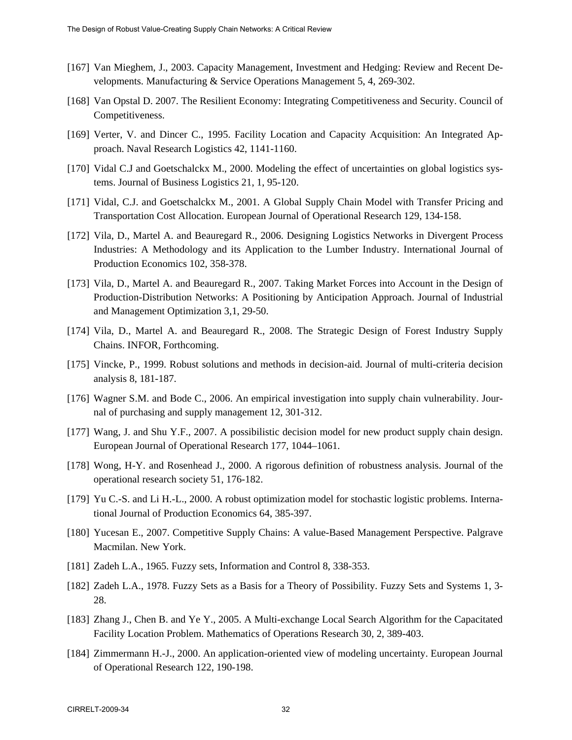[167] Van Mieghem, J., 2003. Capacity Management, Investment and Hedging: Review and Recent Developments. Manufacturing & Service Operations Management 5, 4, 269-302.

[168] Van Opstal D. 2007. The Resilient Economy: Integrating Competitiveness and Security. Council of Competitiveness.

[169] Verter, V. and Dincer C., 1995. Facility Location and Capacity Acquisition: An Integrated Approach. Naval Research Logistics 42, 1141-1160.

[170] Vidal C.J and Goetschalckx M., 2000. Modeling the effect of uncertainties on global logistics systems. Journal of Business Logistics 21, 1, 95-120.

[171] Vidal, C.J. and Goetschalckx M., 2001. A Global Supply Chain Model with Transfer Pricing and Transportation Cost Allocation. European Journal of Operational Research 129, 134-158.

[172] Vila, D., Martel A. and Beauregard R., 2006. Designing Logistics Networks in Divergent Process Industries: A Methodology and its Application to the Lumber Industry. International Journal of Production Economics 102, 358-378.

[173] Vila, D., Martel A. and Beauregard R., 2007. Taking Market Forces into Account in the Design of Production-Distribution Networks: A Positioning by Anticipation Approach. Journal of Industrial and Management Optimization 3,1, 29-50.

[174] Vila, D., Martel A. and Beauregard R., 2008. The Strategic Design of Forest Industry Supply Chains. INFOR, Forthcoming.

[175] Vincke, P., 1999. Robust solutions and methods in decision-aid. Journal of multi-criteria decision analysis 8, 181-187.

[176] Wagner S.M. and Bode C., 2006. An empirical investigation into supply chain vulnerability. Journal of purchasing and supply management 12, 301-312.

[177] Wang, J. and Shu Y.F., 2007. A possibilistic decision model for new product supply chain design. European Journal of Operational Research 177, 1044–1061.

[178] Wong, H-Y. and Rosenhead J., 2000. A rigorous definition of robustness analysis. Journal of the operational research society 51, 176-182.

[179] Yu C.-S. and Li H.-L., 2000. A robust optimization model for stochastic logistic problems. International Journal of Production Economics 64, 385-397.

[180] Yucesan E., 2007. Competitive Supply Chains: A value-Based Management Perspective. Palgrave Macmilan. New York.

[181] Zadeh L.A., 1965. Fuzzy sets, Information and Control 8, 338-353.

[182] Zadeh L.A., 1978. Fuzzy Sets as a Basis for a Theory of Possibility. Fuzzy Sets and Systems 1, 3-28.

[183] Zhang J., Chen B. and Ye Y., 2005. A Multi-exchange Local Search Algorithm for the Capacitated Facility Location Problem. Mathematics of Operations Research 30, 2, 389-403.

[184] Zimmermann H.-J., 2000. An application-oriented view of modeling uncertainty. European Journal of Operational Research 122, 190-198.